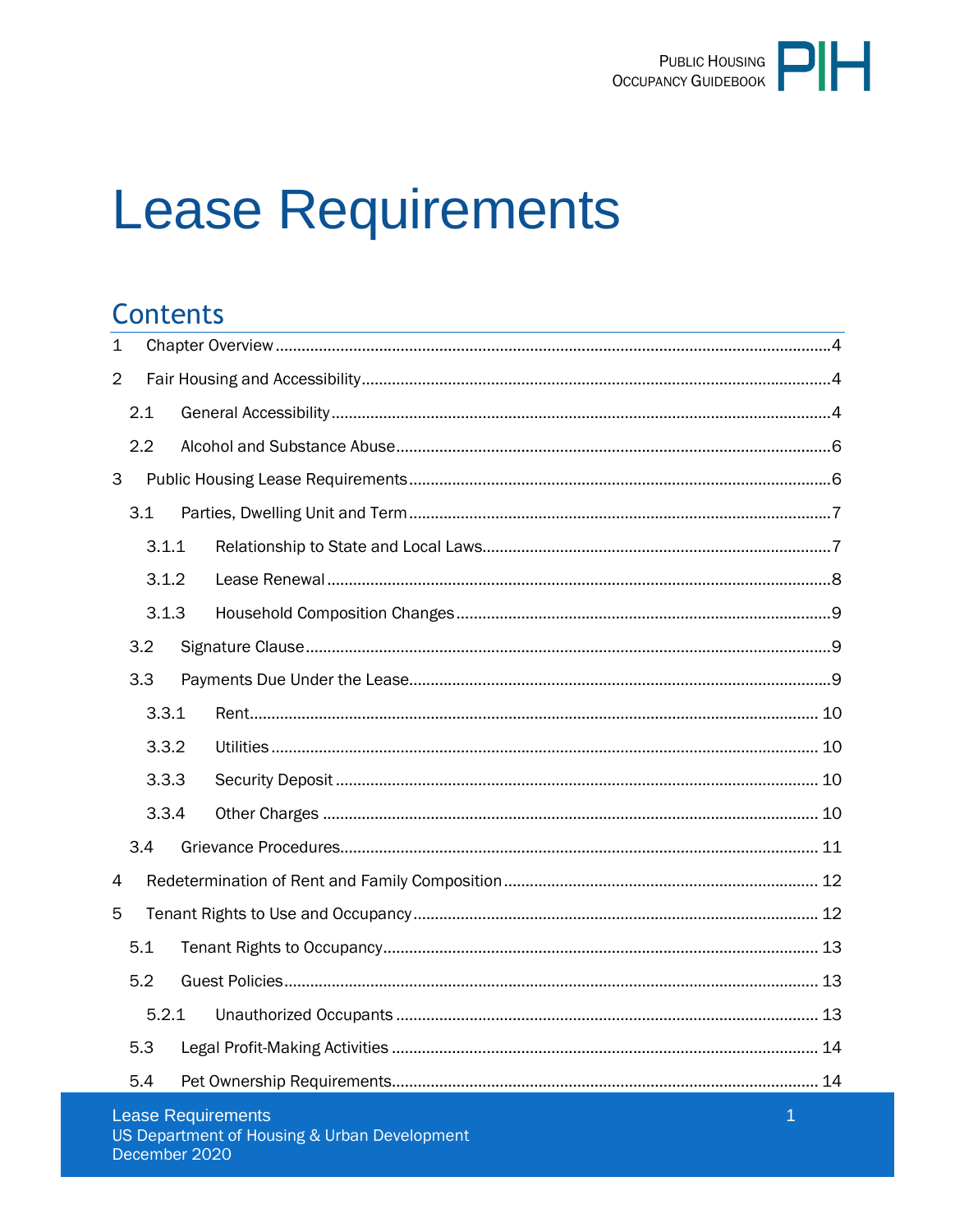# Lease Requirements

## Contents

| | | |
|---|---|---|
| 1 | Chapter Overview | 4 |
| 2 | Fair Housing and Accessibility | 4 |
| 2.1 | General Accessibility | 4 |
| 2.2 | Alcohol and Substance Abuse | 6 |
| 3 | Public Housing Lease Requirements | 6 |
| 3.1 | Parties, Dwelling Unit and Term | 7 |
| 3.1.1 | Relationship to State and Local Laws | 7 |
| 3.1.2 | Lease Renewal | 8 |
| 3.1.3 | Household Composition Changes | 9 |
| 3.2 | Signature Clause | 9 |
| 3.3 | Payments Due Under the Lease | 9 |
| 3.3.1 | Rent | 10 |
| 3.3.2 | Utilities | 10 |
| 3.3.3 | Security Deposit | 10 |
| 3.3.4 | Other Charges | 10 |
| 3.4 | Grievance Procedures | 11 |
| 4 | Redetermination of Rent and Family Composition | 12 |
| 5 | Tenant Rights to Use and Occupancy | 12 |
| 5.1 | Tenant Rights to Occupancy | 13 |
| 5.2 | Guest Policies | 13 |
| 5.2.1 | Unauthorized Occupants | 13 |
| 5.3 | Legal Profit-Making Activities | 14 |
| 5.4 | Pet Ownership Requirements | 14 |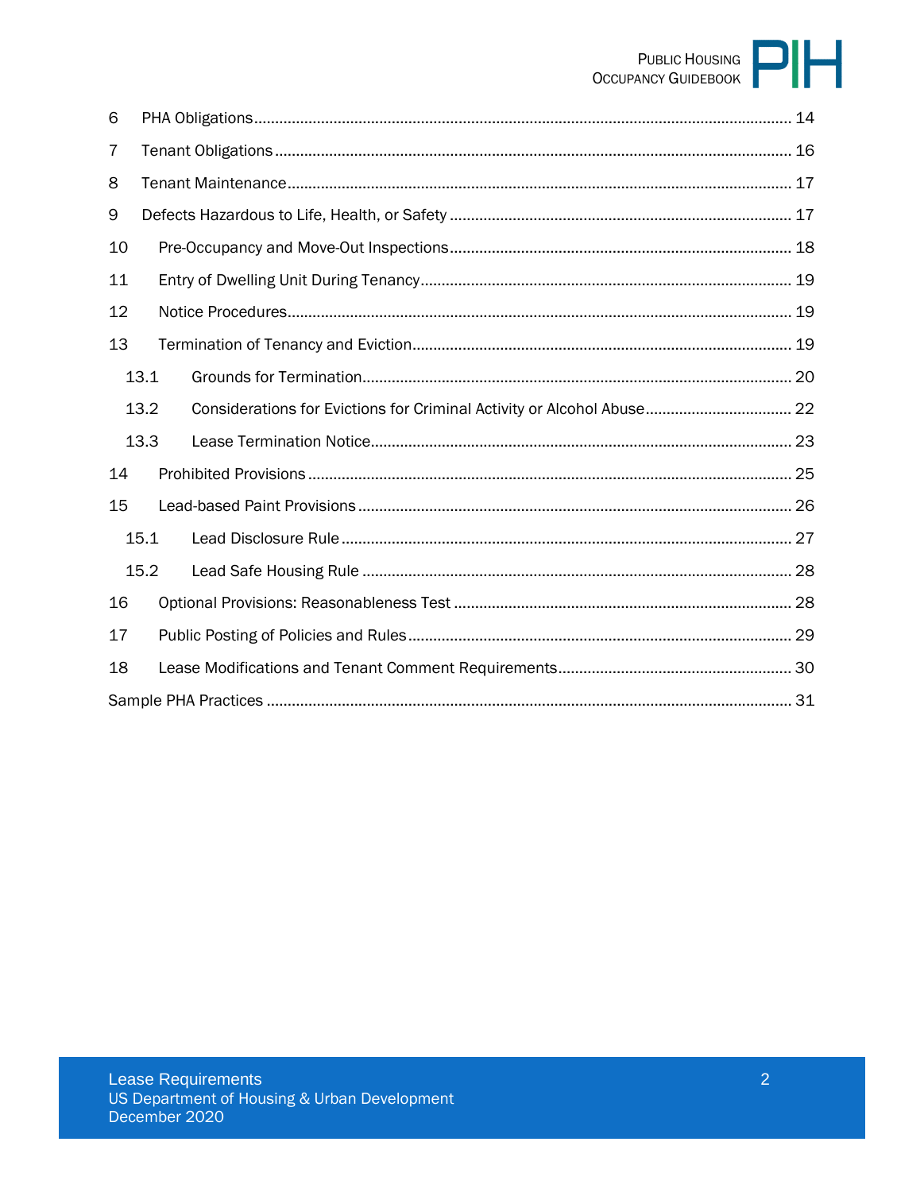6 PHA Obligations ........................................................................................................................ 14

7 Tenant Obligations ..................................................................................................................... 16

8 Tenant Maintenance.................................................................................................................... 17

9 Defects Hazardous to Life, Health, or Safety ............................................................................ 17

10 Pre-Occupancy and Move-Out Inspections ............................................................................. 18

11 Entry of Dwelling Unit During Tenancy ..................................................................................... 19

12 Notice Procedures ..................................................................................................................... 19

13 Termination of Tenancy and Eviction ....................................................................................... 19

- 13.1 Grounds for Termination ...................................................................................................... 20
- 13.2 Considerations for Evictions for Criminal Activity or Alcohol Abuse ................................... 22
- 13.3 Lease Termination Notice .................................................................................................... 23

14 Prohibited Provisions ................................................................................................................ 25

15 Lead-based Paint Provisions .................................................................................................... 26

- 15.1 Lead Disclosure Rule ........................................................................................................... 27
- 15.2 Lead Safe Housing Rule ...................................................................................................... 28

16 Optional Provisions: Reasonableness Test ............................................................................. 28

17 Public Posting of Policies and Rules ........................................................................................ 29

18 Lease Modifications and Tenant Comment Requirements ..................................................... 30

Sample PHA Practices ................................................................................................................... 31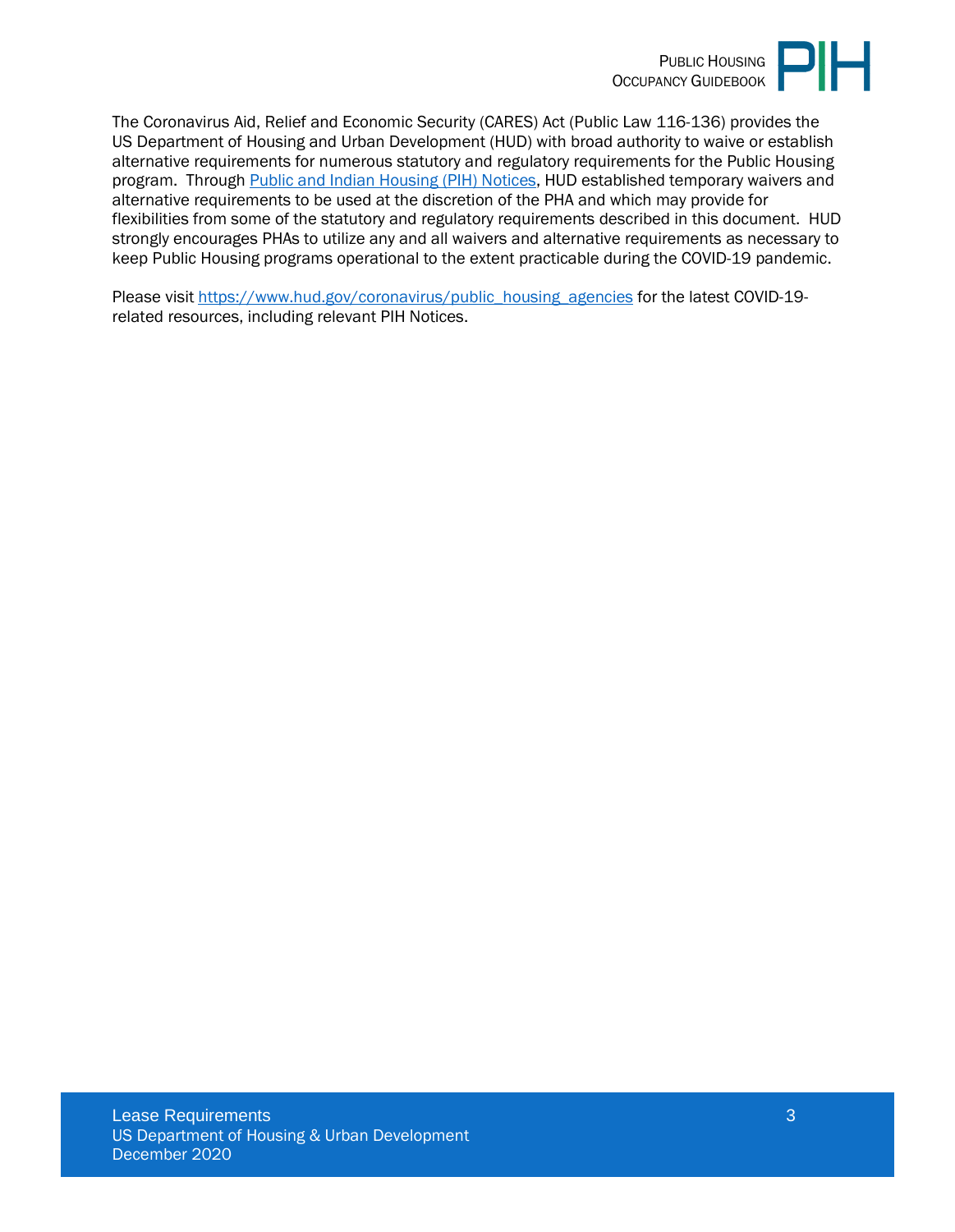The Coronavirus Aid, Relief and Economic Security (CARES) Act (Public Law 116-136) provides the US Department of Housing and Urban Development (HUD) with broad authority to waive or establish alternative requirements for numerous statutory and regulatory requirements for the Public Housing program. Through [Public and Indian Housing (PIH) Notices](https://www.hud.gov/program_offices/public_indian_housing/publications/notices), HUD established temporary waivers and alternative requirements to be used at the discretion of the PHA and which may provide for flexibilities from some of the statutory and regulatory requirements described in this document. HUD strongly encourages PHAs to utilize any and all waivers and alternative requirements as necessary to keep Public Housing programs operational to the extent practicable during the COVID-19 pandemic.

Please visit [https://www.hud.gov/coronavirus/public_housing_agencies](https://www.hud.gov/coronavirus/public_housing_agencies) for the latest COVID-19-related resources, including relevant PIH Notices.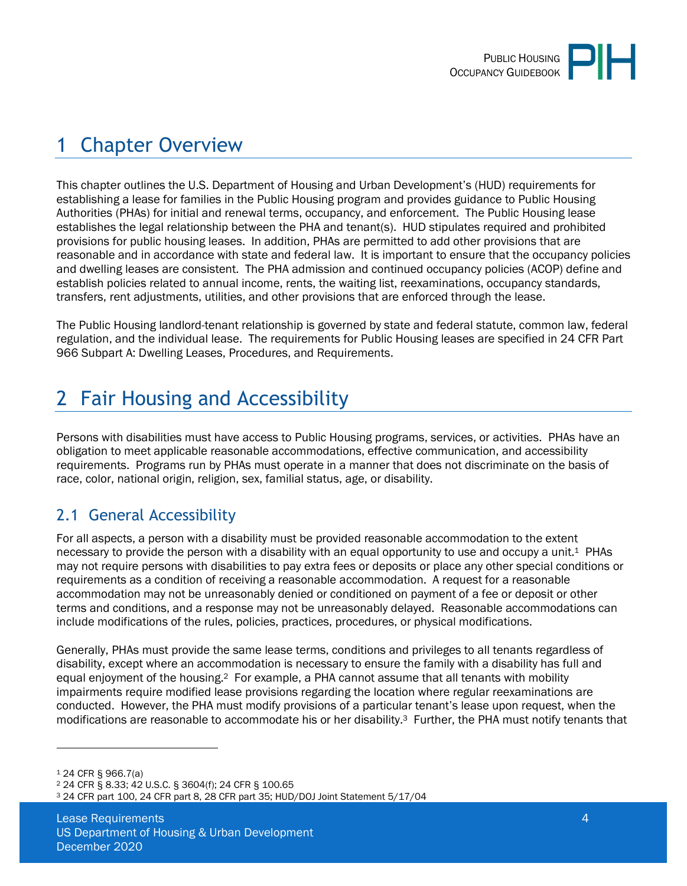# 1 Chapter Overview

This chapter outlines the U.S. Department of Housing and Urban Development's (HUD) requirements for establishing a lease for families in the Public Housing program and provides guidance to Public Housing Authorities (PHAs) for initial and renewal terms, occupancy, and enforcement. The Public Housing lease establishes the legal relationship between the PHA and tenant(s). HUD stipulates required and prohibited provisions for public housing leases. In addition, PHAs are permitted to add other provisions that are reasonable and in accordance with state and federal law. It is important to ensure that the occupancy policies and dwelling leases are consistent. The PHA admission and continued occupancy policies (ACOP) define and establish policies related to annual income, rents, the waiting list, reexaminations, occupancy standards, transfers, rent adjustments, utilities, and other provisions that are enforced through the lease.

The Public Housing landlord-tenant relationship is governed by state and federal statute, common law, federal regulation, and the individual lease. The requirements for Public Housing leases are specified in 24 CFR Part 966 Subpart A: Dwelling Leases, Procedures, and Requirements.

# 2 Fair Housing and Accessibility

Persons with disabilities must have access to Public Housing programs, services, or activities. PHAs have an obligation to meet applicable reasonable accommodations, effective communication, and accessibility requirements. Programs run by PHAs must operate in a manner that does not discriminate on the basis of race, color, national origin, religion, sex, familial status, age, or disability.

## 2.1 General Accessibility

For all aspects, a person with a disability must be provided reasonable accommodation to the extent necessary to provide the person with a disability with an equal opportunity to use and occupy a unit.[1] PHAs may not require persons with disabilities to pay extra fees or deposits or place any other special conditions or requirements as a condition of receiving a reasonable accommodation. A request for a reasonable accommodation may not be unreasonably denied or conditioned on payment of a fee or deposit or other terms and conditions, and a response may not be unreasonably delayed. Reasonable accommodations can include modifications of the rules, policies, practices, procedures, or physical modifications.

Generally, PHAs must provide the same lease terms, conditions and privileges to all tenants regardless of disability, except where an accommodation is necessary to ensure the family with a disability has full and equal enjoyment of the housing.[2] For example, a PHA cannot assume that all tenants with mobility impairments require modified lease provisions regarding the location where regular reexaminations are conducted. However, the PHA must modify provisions of a particular tenant's lease upon request, when the modifications are reasonable to accommodate his or her disability.[3] Further, the PHA must notify tenants that

---

[1] 24 CFR § 966.7(a)

[2] 24 CFR § 8.33; 42 U.S.C. § 3604(f); 24 CFR § 100.65

[3] 24 CFR part 100, 24 CFR part 8, 28 CFR part 35; HUD/DOJ Joint Statement 5/17/04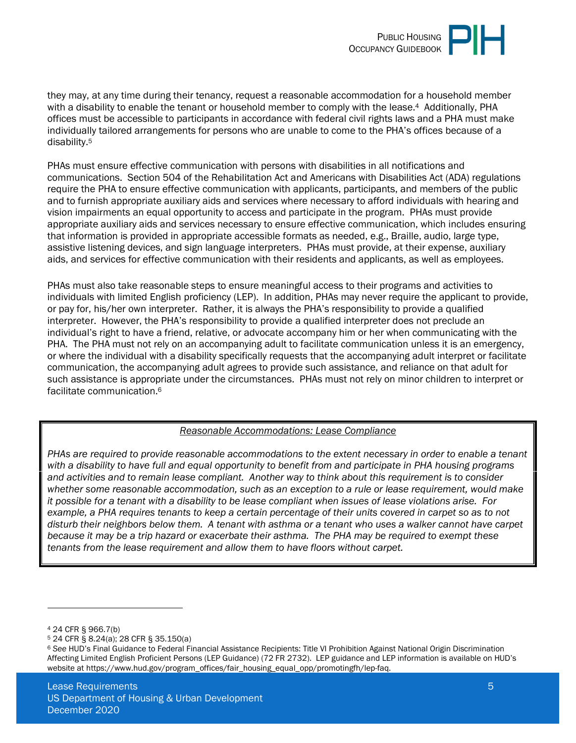they may, at any time during their tenancy, request a reasonable accommodation for a household member with a disability to enable the tenant or household member to comply with the lease.[4] Additionally, PHA offices must be accessible to participants in accordance with federal civil rights laws and a PHA must make individually tailored arrangements for persons who are unable to come to the PHA's offices because of a disability.[5]

PHAs must ensure effective communication with persons with disabilities in all notifications and communications. Section 504 of the Rehabilitation Act and Americans with Disabilities Act (ADA) regulations require the PHA to ensure effective communication with applicants, participants, and members of the public and to furnish appropriate auxiliary aids and services where necessary to afford individuals with hearing and vision impairments an equal opportunity to access and participate in the program. PHAs must provide appropriate auxiliary aids and services necessary to ensure effective communication, which includes ensuring that information is provided in appropriate accessible formats as needed, e.g., Braille, audio, large type, assistive listening devices, and sign language interpreters. PHAs must provide, at their expense, auxiliary aids, and services for effective communication with their residents and applicants, as well as employees.

PHAs must also take reasonable steps to ensure meaningful access to their programs and activities to individuals with limited English proficiency (LEP). In addition, PHAs may never require the applicant to provide, or pay for, his/her own interpreter. Rather, it is always the PHA's responsibility to provide a qualified interpreter. However, the PHA's responsibility to provide a qualified interpreter does not preclude an individual's right to have a friend, relative, or advocate accompany him or her when communicating with the PHA. The PHA must not rely on an accompanying adult to facilitate communication unless it is an emergency, or where the individual with a disability specifically requests that the accompanying adult interpret or facilitate communication, the accompanying adult agrees to provide such assistance, and reliance on that adult for such assistance is appropriate under the circumstances. PHAs must not rely on minor children to interpret or facilitate communication.[6]

> *Reasonable Accommodations: Lease Compliance*
>
> *PHAs are required to provide reasonable accommodations to the extent necessary in order to enable a tenant with a disability to have full and equal opportunity to benefit from and participate in PHA housing programs and activities and to remain lease compliant. Another way to think about this requirement is to consider whether some reasonable accommodation, such as an exception to a rule or lease requirement, would make it possible for a tenant with a disability to be lease compliant when issues of lease violations arise. For example, a PHA requires tenants to keep a certain percentage of their units covered in carpet so as to not disturb their neighbors below them. A tenant with asthma or a tenant who uses a walker cannot have carpet because it may be a trip hazard or exacerbate their asthma. The PHA may be required to exempt these tenants from the lease requirement and allow them to have floors without carpet.*

---

[4] 24 CFR § 966.7(b)

[5] 24 CFR § 8.24(a); 28 CFR § 35.150(a)

[6] *See* HUD's Final Guidance to Federal Financial Assistance Recipients: Title VI Prohibition Against National Origin Discrimination Affecting Limited English Proficient Persons (LEP Guidance) (72 FR 2732). LEP guidance and LEP information is available on HUD's website at https://www.hud.gov/program_offices/fair_housing_equal_opp/promotingfh/lep-faq.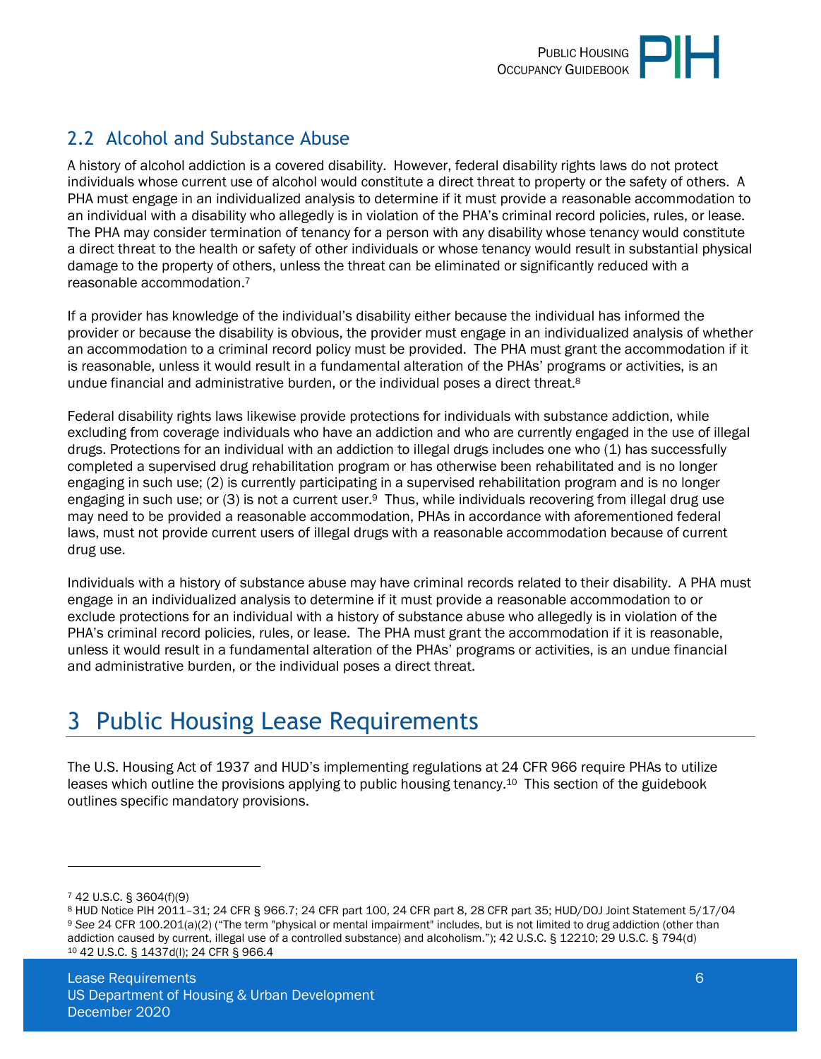## 2.2 Alcohol and Substance Abuse

A history of alcohol addiction is a covered disability. However, federal disability rights laws do not protect individuals whose current use of alcohol would constitute a direct threat to property or the safety of others. A PHA must engage in an individualized analysis to determine if it must provide a reasonable accommodation to an individual with a disability who allegedly is in violation of the PHA's criminal record policies, rules, or lease. The PHA may consider termination of tenancy for a person with any disability whose tenancy would constitute a direct threat to the health or safety of other individuals or whose tenancy would result in substantial physical damage to the property of others, unless the threat can be eliminated or significantly reduced with a reasonable accommodation.[7]

If a provider has knowledge of the individual's disability either because the individual has informed the provider or because the disability is obvious, the provider must engage in an individualized analysis of whether an accommodation to a criminal record policy must be provided. The PHA must grant the accommodation if it is reasonable, unless it would result in a fundamental alteration of the PHAs' programs or activities, is an undue financial and administrative burden, or the individual poses a direct threat.[8]

Federal disability rights laws likewise provide protections for individuals with substance addiction, while excluding from coverage individuals who have an addiction and who are currently engaged in the use of illegal drugs. Protections for an individual with an addiction to illegal drugs includes one who (1) has successfully completed a supervised drug rehabilitation program or has otherwise been rehabilitated and is no longer engaging in such use; (2) is currently participating in a supervised rehabilitation program and is no longer engaging in such use; or (3) is not a current user.[9] Thus, while individuals recovering from illegal drug use may need to be provided a reasonable accommodation, PHAs in accordance with aforementioned federal laws, must not provide current users of illegal drugs with a reasonable accommodation because of current drug use.

Individuals with a history of substance abuse may have criminal records related to their disability. A PHA must engage in an individualized analysis to determine if it must provide a reasonable accommodation to or exclude protections for an individual with a history of substance abuse who allegedly is in violation of the PHA's criminal record policies, rules, or lease. The PHA must grant the accommodation if it is reasonable, unless it would result in a fundamental alteration of the PHAs' programs or activities, is an undue financial and administrative burden, or the individual poses a direct threat.

# 3 Public Housing Lease Requirements

The U.S. Housing Act of 1937 and HUD's implementing regulations at 24 CFR 966 require PHAs to utilize leases which outline the provisions applying to public housing tenancy.[10] This section of the guidebook outlines specific mandatory provisions.

---

[7] 42 U.S.C. § 3604(f)(9)

[8] HUD Notice PIH 2011–31; 24 CFR § 966.7; 24 CFR part 100, 24 CFR part 8, 28 CFR part 35; HUD/DOJ Joint Statement 5/17/04

[9] *See* 24 CFR 100.201(a)(2) ("The term "physical or mental impairment" includes, but is not limited to drug addiction (other than addiction caused by current, illegal use of a controlled substance) and alcoholism."); 42 U.S.C. § 12210; 29 U.S.C. § 794(d)

[10] 42 U.S.C. § 1437d(l); 24 CFR § 966.4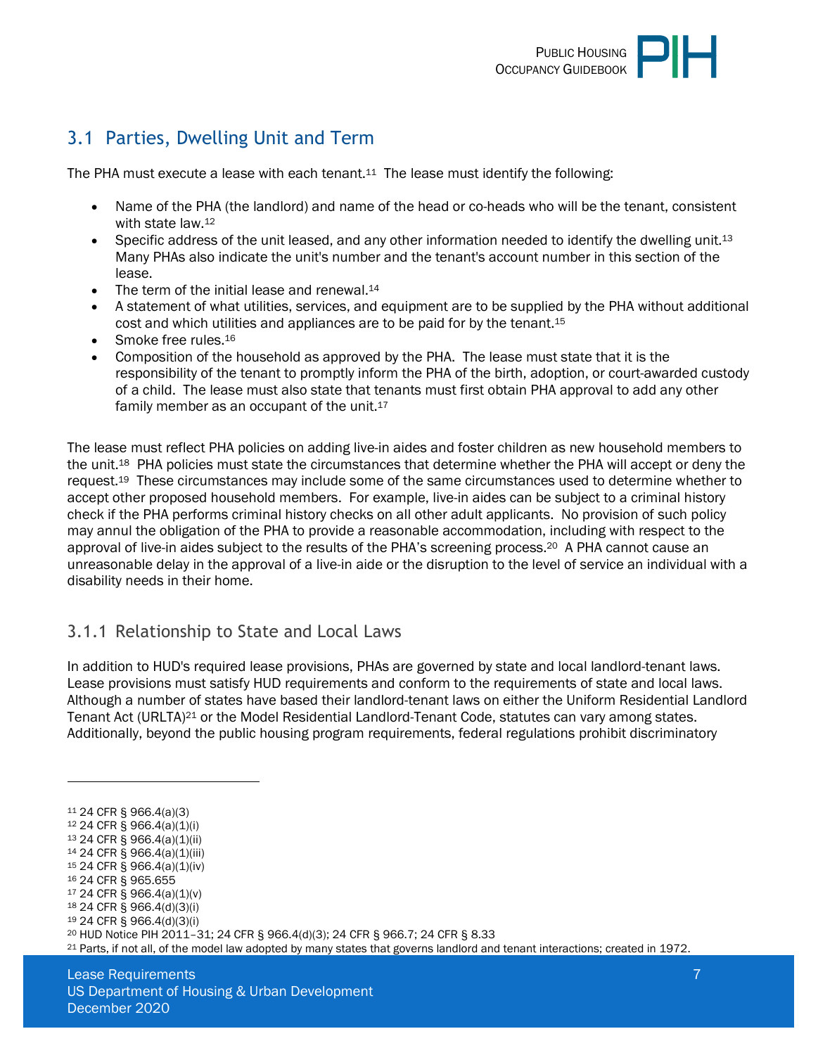## 3.1 Parties, Dwelling Unit and Term

The PHA must execute a lease with each tenant.[11] The lease must identify the following:

- Name of the PHA (the landlord) and name of the head or co-heads who will be the tenant, consistent with state law.[12]
- Specific address of the unit leased, and any other information needed to identify the dwelling unit.[13] Many PHAs also indicate the unit's number and the tenant's account number in this section of the lease.
- The term of the initial lease and renewal.[14]
- A statement of what utilities, services, and equipment are to be supplied by the PHA without additional cost and which utilities and appliances are to be paid for by the tenant.[15]
- Smoke free rules.[16]
- Composition of the household as approved by the PHA. The lease must state that it is the responsibility of the tenant to promptly inform the PHA of the birth, adoption, or court-awarded custody of a child. The lease must also state that tenants must first obtain PHA approval to add any other family member as an occupant of the unit.[17]

The lease must reflect PHA policies on adding live-in aides and foster children as new household members to the unit.[18] PHA policies must state the circumstances that determine whether the PHA will accept or deny the request.[19] These circumstances may include some of the same circumstances used to determine whether to accept other proposed household members. For example, live-in aides can be subject to a criminal history check if the PHA performs criminal history checks on all other adult applicants. No provision of such policy may annul the obligation of the PHA to provide a reasonable accommodation, including with respect to the approval of live-in aides subject to the results of the PHA's screening process.[20] A PHA cannot cause an unreasonable delay in the approval of a live-in aide or the disruption to the level of service an individual with a disability needs in their home.

### 3.1.1 Relationship to State and Local Laws

In addition to HUD's required lease provisions, PHAs are governed by state and local landlord-tenant laws. Lease provisions must satisfy HUD requirements and conform to the requirements of state and local laws. Although a number of states have based their landlord-tenant laws on either the Uniform Residential Landlord Tenant Act (URLTA)[21] or the Model Residential Landlord-Tenant Code, statutes can vary among states. Additionally, beyond the public housing program requirements, federal regulations prohibit discriminatory

---

[11] 24 CFR § 966.4(a)(3)
[12] 24 CFR § 966.4(a)(1)(i)
[13] 24 CFR § 966.4(a)(1)(ii)
[14] 24 CFR § 966.4(a)(1)(iii)
[15] 24 CFR § 966.4(a)(1)(iv)
[16] 24 CFR § 965.655
[17] 24 CFR § 966.4(a)(1)(v)
[18] 24 CFR § 966.4(d)(3)(i)
[19] 24 CFR § 966.4(d)(3)(i)
[20] HUD Notice PIH 2011–31; 24 CFR § 966.4(d)(3); 24 CFR § 966.7; 24 CFR § 8.33
[21] Parts, if not all, of the model law adopted by many states that governs landlord and tenant interactions; created in 1972.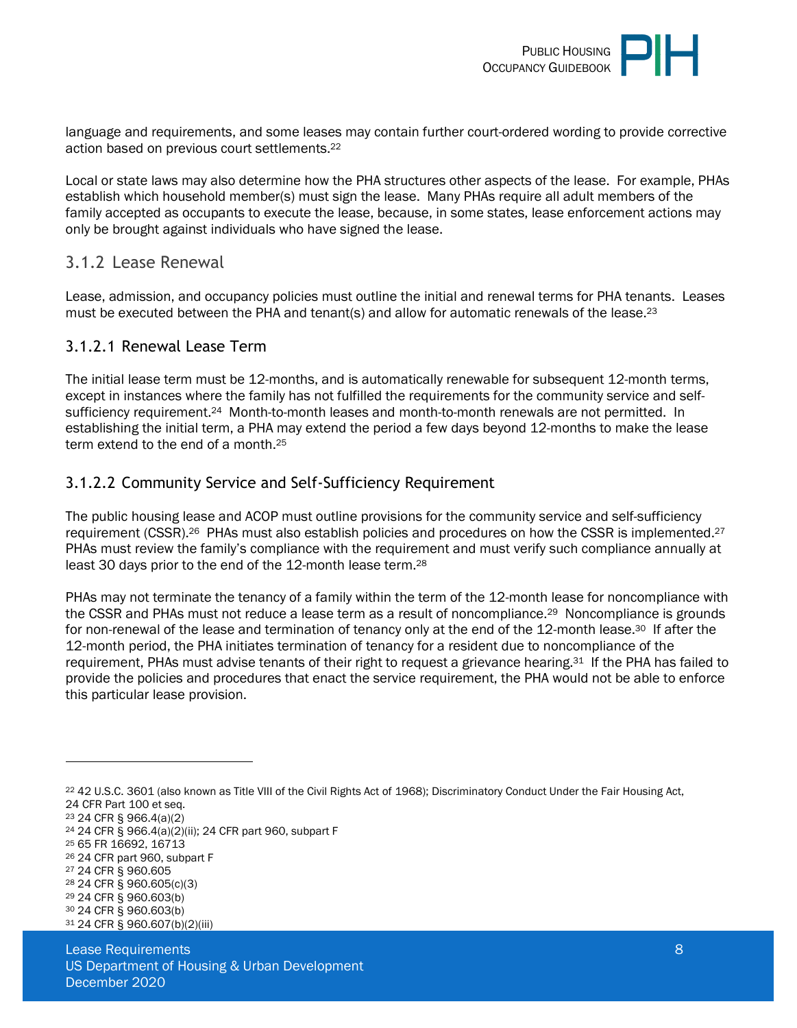language and requirements, and some leases may contain further court-ordered wording to provide corrective action based on previous court settlements.[22]

Local or state laws may also determine how the PHA structures other aspects of the lease. For example, PHAs establish which household member(s) must sign the lease. Many PHAs require all adult members of the family accepted as occupants to execute the lease, because, in some states, lease enforcement actions may only be brought against individuals who have signed the lease.

## 3.1.2 Lease Renewal

Lease, admission, and occupancy policies must outline the initial and renewal terms for PHA tenants. Leases must be executed between the PHA and tenant(s) and allow for automatic renewals of the lease.[23]

### 3.1.2.1 Renewal Lease Term

The initial lease term must be 12-months, and is automatically renewable for subsequent 12-month terms, except in instances where the family has not fulfilled the requirements for the community service and self-sufficiency requirement.[24] Month-to-month leases and month-to-month renewals are not permitted. In establishing the initial term, a PHA may extend the period a few days beyond 12-months to make the lease term extend to the end of a month.[25]

### 3.1.2.2 Community Service and Self-Sufficiency Requirement

The public housing lease and ACOP must outline provisions for the community service and self-sufficiency requirement (CSSR).[26] PHAs must also establish policies and procedures on how the CSSR is implemented.[27] PHAs must review the family's compliance with the requirement and must verify such compliance annually at least 30 days prior to the end of the 12-month lease term.[28]

PHAs may not terminate the tenancy of a family within the term of the 12-month lease for noncompliance with the CSSR and PHAs must not reduce a lease term as a result of noncompliance.[29] Noncompliance is grounds for non-renewal of the lease and termination of tenancy only at the end of the 12-month lease.[30] If after the 12-month period, the PHA initiates termination of tenancy for a resident due to noncompliance of the requirement, PHAs must advise tenants of their right to request a grievance hearing.[31] If the PHA has failed to provide the policies and procedures that enact the service requirement, the PHA would not be able to enforce this particular lease provision.

---

[22] 42 U.S.C. 3601 (also known as Title VIII of the Civil Rights Act of 1968); Discriminatory Conduct Under the Fair Housing Act, 24 CFR Part 100 et seq.

[23] 24 CFR § 966.4(a)(2)

[24] 24 CFR § 966.4(a)(2)(ii); 24 CFR part 960, subpart F

[25] 65 FR 16692, 16713

[26] 24 CFR part 960, subpart F

[27] 24 CFR § 960.605

[28] 24 CFR § 960.605(c)(3)

[29] 24 CFR § 960.603(b)

[30] 24 CFR § 960.603(b)

[31] 24 CFR § 960.607(b)(2)(iii)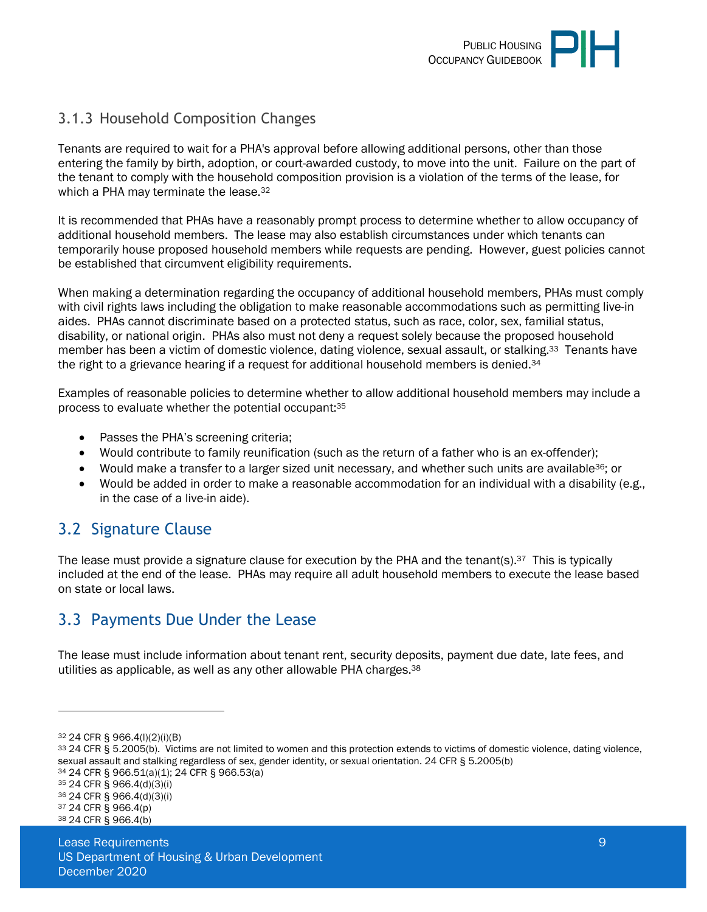### 3.1.3 Household Composition Changes

Tenants are required to wait for a PHA's approval before allowing additional persons, other than those entering the family by birth, adoption, or court-awarded custody, to move into the unit. Failure on the part of the tenant to comply with the household composition provision is a violation of the terms of the lease, for which a PHA may terminate the lease.[32]

It is recommended that PHAs have a reasonably prompt process to determine whether to allow occupancy of additional household members. The lease may also establish circumstances under which tenants can temporarily house proposed household members while requests are pending. However, guest policies cannot be established that circumvent eligibility requirements.

When making a determination regarding the occupancy of additional household members, PHAs must comply with civil rights laws including the obligation to make reasonable accommodations such as permitting live-in aides. PHAs cannot discriminate based on a protected status, such as race, color, sex, familial status, disability, or national origin. PHAs also must not deny a request solely because the proposed household member has been a victim of domestic violence, dating violence, sexual assault, or stalking.[33] Tenants have the right to a grievance hearing if a request for additional household members is denied.[34]

Examples of reasonable policies to determine whether to allow additional household members may include a process to evaluate whether the potential occupant:[35]

- Passes the PHA's screening criteria;
- Would contribute to family reunification (such as the return of a father who is an ex-offender);
- Would make a transfer to a larger sized unit necessary, and whether such units are available[36]; or
- Would be added in order to make a reasonable accommodation for an individual with a disability (e.g., in the case of a live-in aide).

## 3.2 Signature Clause

The lease must provide a signature clause for execution by the PHA and the tenant(s).[37] This is typically included at the end of the lease. PHAs may require all adult household members to execute the lease based on state or local laws.

## 3.3 Payments Due Under the Lease

The lease must include information about tenant rent, security deposits, payment due date, late fees, and utilities as applicable, as well as any other allowable PHA charges.[38]

---

[32] 24 CFR § 966.4(l)(2)(i)(B)

[33] 24 CFR § 5.2005(b). Victims are not limited to women and this protection extends to victims of domestic violence, dating violence, sexual assault and stalking regardless of sex, gender identity, or sexual orientation. 24 CFR § 5.2005(b)

[34] 24 CFR § 966.51(a)(1); 24 CFR § 966.53(a)

[35] 24 CFR § 966.4(d)(3)(i)

[36] 24 CFR § 966.4(d)(3)(i)

[37] 24 CFR § 966.4(p)

[38] 24 CFR § 966.4(b)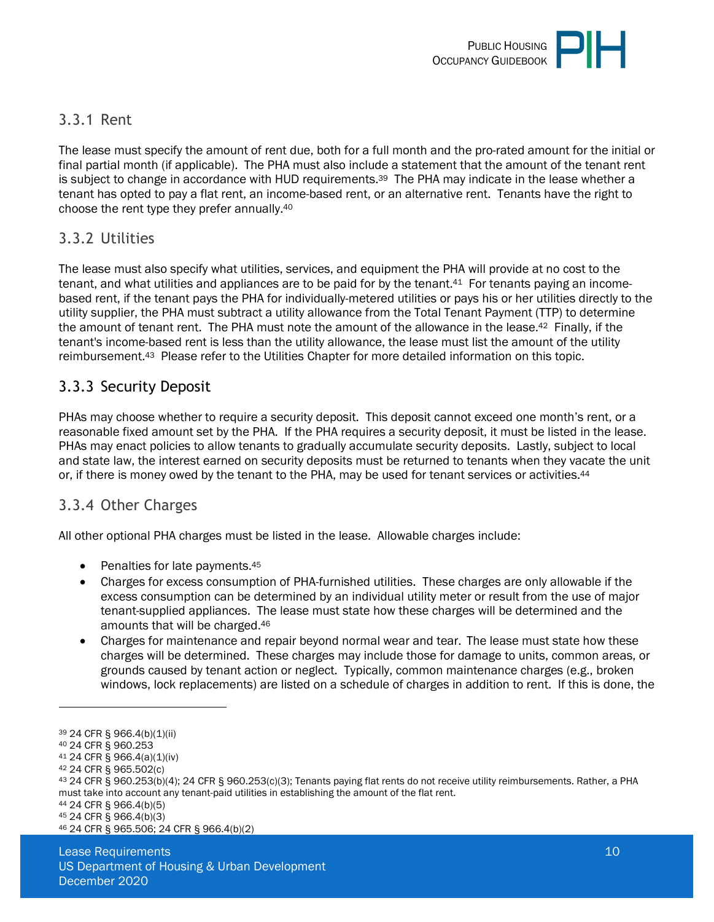### 3.3.1 Rent

The lease must specify the amount of rent due, both for a full month and the pro-rated amount for the initial or final partial month (if applicable). The PHA must also include a statement that the amount of the tenant rent is subject to change in accordance with HUD requirements.[39] The PHA may indicate in the lease whether a tenant has opted to pay a flat rent, an income-based rent, or an alternative rent. Tenants have the right to choose the rent type they prefer annually.[40]

### 3.3.2 Utilities

The lease must also specify what utilities, services, and equipment the PHA will provide at no cost to the tenant, and what utilities and appliances are to be paid for by the tenant.[41] For tenants paying an income-based rent, if the tenant pays the PHA for individually-metered utilities or pays his or her utilities directly to the utility supplier, the PHA must subtract a utility allowance from the Total Tenant Payment (TTP) to determine the amount of tenant rent. The PHA must note the amount of the allowance in the lease.[42] Finally, if the tenant's income-based rent is less than the utility allowance, the lease must list the amount of the utility reimbursement.[43] Please refer to the Utilities Chapter for more detailed information on this topic.

### 3.3.3 Security Deposit

PHAs may choose whether to require a security deposit. This deposit cannot exceed one month's rent, or a reasonable fixed amount set by the PHA. If the PHA requires a security deposit, it must be listed in the lease. PHAs may enact policies to allow tenants to gradually accumulate security deposits. Lastly, subject to local and state law, the interest earned on security deposits must be returned to tenants when they vacate the unit or, if there is money owed by the tenant to the PHA, may be used for tenant services or activities.[44]

### 3.3.4 Other Charges

All other optional PHA charges must be listed in the lease. Allowable charges include:

- Penalties for late payments.[45]
- Charges for excess consumption of PHA-furnished utilities. These charges are only allowable if the excess consumption can be determined by an individual utility meter or result from the use of major tenant-supplied appliances. The lease must state how these charges will be determined and the amounts that will be charged.[46]
- Charges for maintenance and repair beyond normal wear and tear. The lease must state how these charges will be determined. These charges may include those for damage to units, common areas, or grounds caused by tenant action or neglect. Typically, common maintenance charges (e.g., broken windows, lock replacements) are listed on a schedule of charges in addition to rent. If this is done, the

---

[39] 24 CFR § 966.4(b)(1)(ii)
[40] 24 CFR § 960.253
[41] 24 CFR § 966.4(a)(1)(iv)
[42] 24 CFR § 965.502(c)
[43] 24 CFR § 960.253(b)(4); 24 CFR § 960.253(c)(3); Tenants paying flat rents do not receive utility reimbursements. Rather, a PHA must take into account any tenant-paid utilities in establishing the amount of the flat rent.
[44] 24 CFR § 966.4(b)(5)
[45] 24 CFR § 966.4(b)(3)
[46] 24 CFR § 965.506; 24 CFR § 966.4(b)(2)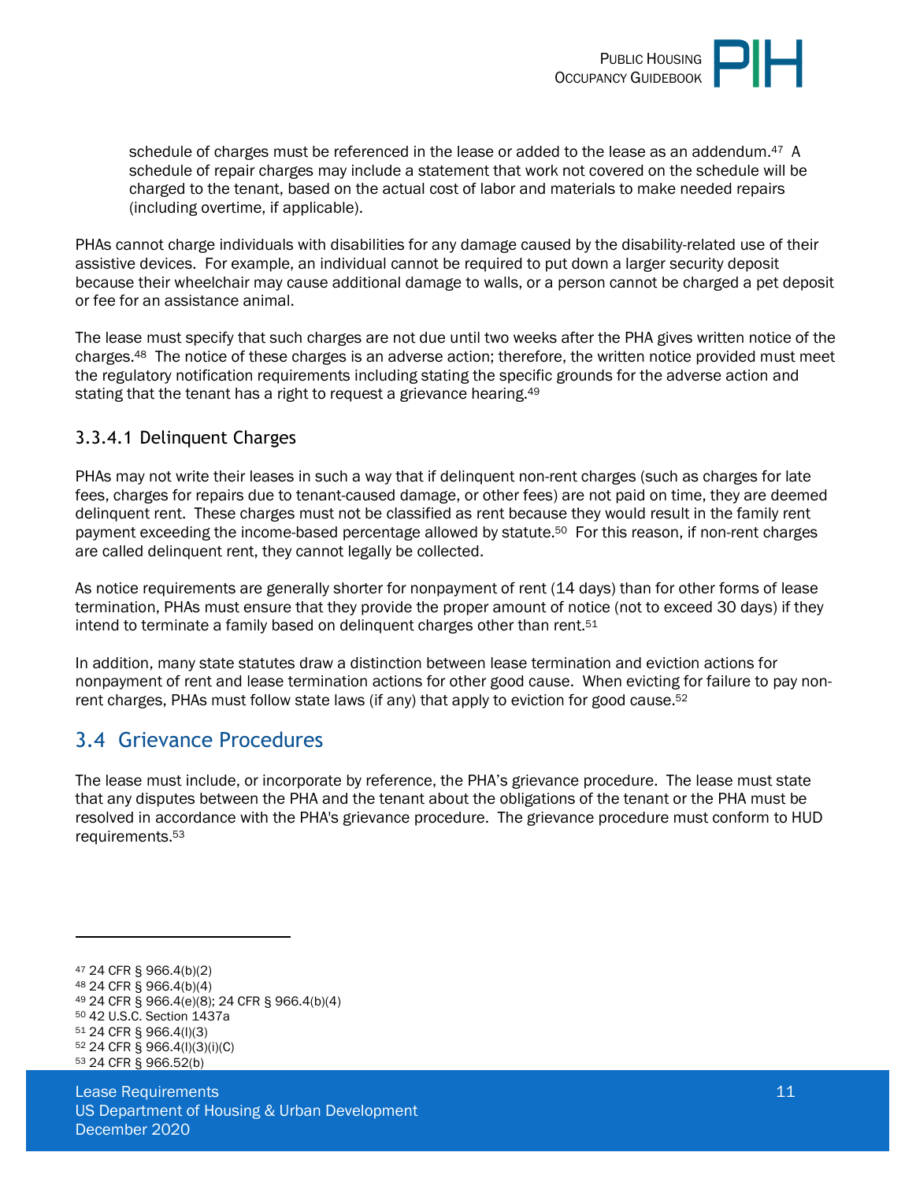schedule of charges must be referenced in the lease or added to the lease as an addendum.[47] A schedule of repair charges may include a statement that work not covered on the schedule will be charged to the tenant, based on the actual cost of labor and materials to make needed repairs (including overtime, if applicable).

PHAs cannot charge individuals with disabilities for any damage caused by the disability-related use of their assistive devices. For example, an individual cannot be required to put down a larger security deposit because their wheelchair may cause additional damage to walls, or a person cannot be charged a pet deposit or fee for an assistance animal.

The lease must specify that such charges are not due until two weeks after the PHA gives written notice of the charges.[48] The notice of these charges is an adverse action; therefore, the written notice provided must meet the regulatory notification requirements including stating the specific grounds for the adverse action and stating that the tenant has a right to request a grievance hearing.[49]

### 3.3.4.1 Delinquent Charges

PHAs may not write their leases in such a way that if delinquent non-rent charges (such as charges for late fees, charges for repairs due to tenant-caused damage, or other fees) are not paid on time, they are deemed delinquent rent. These charges must not be classified as rent because they would result in the family rent payment exceeding the income-based percentage allowed by statute.[50] For this reason, if non-rent charges are called delinquent rent, they cannot legally be collected.

As notice requirements are generally shorter for nonpayment of rent (14 days) than for other forms of lease termination, PHAs must ensure that they provide the proper amount of notice (not to exceed 30 days) if they intend to terminate a family based on delinquent charges other than rent.[51]

In addition, many state statutes draw a distinction between lease termination and eviction actions for nonpayment of rent and lease termination actions for other good cause. When evicting for failure to pay non-rent charges, PHAs must follow state laws (if any) that apply to eviction for good cause.[52]

## 3.4 Grievance Procedures

The lease must include, or incorporate by reference, the PHA's grievance procedure. The lease must state that any disputes between the PHA and the tenant about the obligations of the tenant or the PHA must be resolved in accordance with the PHA's grievance procedure. The grievance procedure must conform to HUD requirements.[53]

---

[47] 24 CFR § 966.4(b)(2)
[48] 24 CFR § 966.4(b)(4)
[49] 24 CFR § 966.4(e)(8); 24 CFR § 966.4(b)(4)
[50] 42 U.S.C. Section 1437a
[51] 24 CFR § 966.4(l)(3)
[52] 24 CFR § 966.4(l)(3)(i)(C)
[53] 24 CFR § 966.52(b)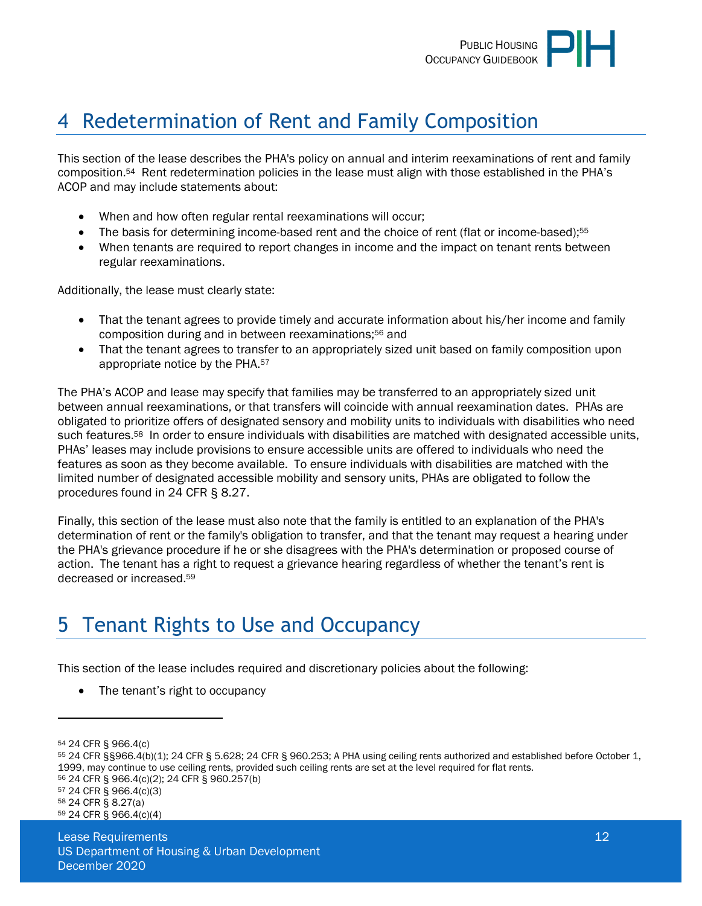# 4 Redetermination of Rent and Family Composition

This section of the lease describes the PHA's policy on annual and interim reexaminations of rent and family composition.[54] Rent redetermination policies in the lease must align with those established in the PHA's ACOP and may include statements about:

- When and how often regular rental reexaminations will occur;
- The basis for determining income-based rent and the choice of rent (flat or income-based);[55]
- When tenants are required to report changes in income and the impact on tenant rents between regular reexaminations.

Additionally, the lease must clearly state:

- That the tenant agrees to provide timely and accurate information about his/her income and family composition during and in between reexaminations;[56] and
- That the tenant agrees to transfer to an appropriately sized unit based on family composition upon appropriate notice by the PHA.[57]

The PHA's ACOP and lease may specify that families may be transferred to an appropriately sized unit between annual reexaminations, or that transfers will coincide with annual reexamination dates. PHAs are obligated to prioritize offers of designated sensory and mobility units to individuals with disabilities who need such features.[58] In order to ensure individuals with disabilities are matched with designated accessible units, PHAs' leases may include provisions to ensure accessible units are offered to individuals who need the features as soon as they become available. To ensure individuals with disabilities are matched with the limited number of designated accessible mobility and sensory units, PHAs are obligated to follow the procedures found in 24 CFR § 8.27.

Finally, this section of the lease must also note that the family is entitled to an explanation of the PHA's determination of rent or the family's obligation to transfer, and that the tenant may request a hearing under the PHA's grievance procedure if he or she disagrees with the PHA's determination or proposed course of action. The tenant has a right to request a grievance hearing regardless of whether the tenant's rent is decreased or increased.[59]

# 5 Tenant Rights to Use and Occupancy

This section of the lease includes required and discretionary policies about the following:

- The tenant's right to occupancy

---

[54] 24 CFR § 966.4(c)

[55] 24 CFR §§966.4(b)(1); 24 CFR § 5.628; 24 CFR § 960.253; A PHA using ceiling rents authorized and established before October 1, 1999, may continue to use ceiling rents, provided such ceiling rents are set at the level required for flat rents.

[56] 24 CFR § 966.4(c)(2); 24 CFR § 960.257(b)

[57] 24 CFR § 966.4(c)(3)

[58] 24 CFR § 8.27(a)

[59] 24 CFR § 966.4(c)(4)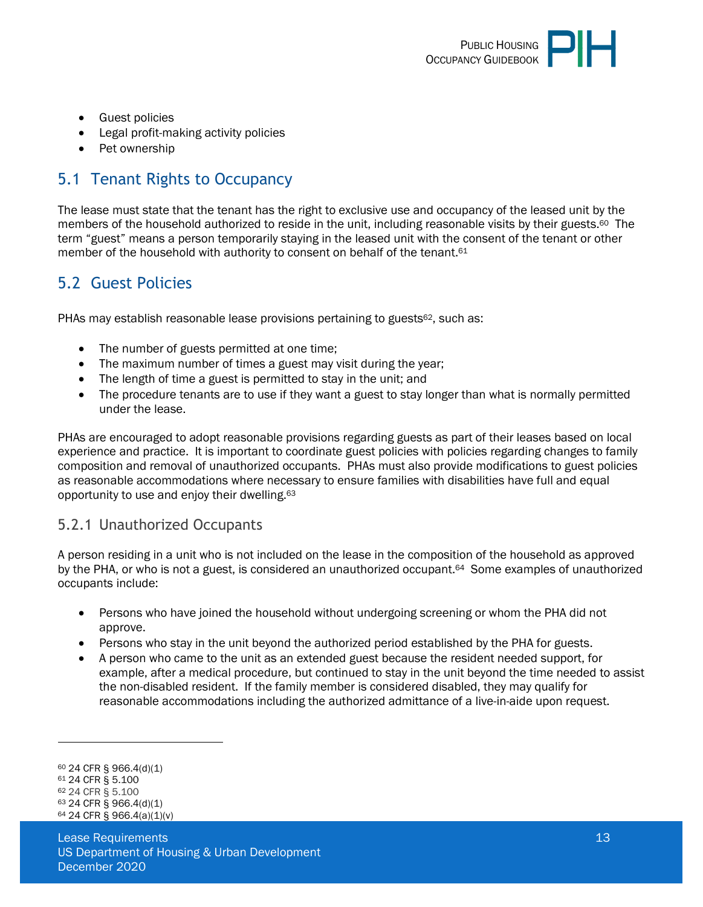- Guest policies
- Legal profit-making activity policies
- Pet ownership

## 5.1 Tenant Rights to Occupancy

The lease must state that the tenant has the right to exclusive use and occupancy of the leased unit by the members of the household authorized to reside in the unit, including reasonable visits by their guests.[60] The term "guest" means a person temporarily staying in the leased unit with the consent of the tenant or other member of the household with authority to consent on behalf of the tenant.[61]

## 5.2 Guest Policies

PHAs may establish reasonable lease provisions pertaining to guests[62], such as:

- The number of guests permitted at one time;
- The maximum number of times a guest may visit during the year;
- The length of time a guest is permitted to stay in the unit; and
- The procedure tenants are to use if they want a guest to stay longer than what is normally permitted under the lease.

PHAs are encouraged to adopt reasonable provisions regarding guests as part of their leases based on local experience and practice. It is important to coordinate guest policies with policies regarding changes to family composition and removal of unauthorized occupants. PHAs must also provide modifications to guest policies as reasonable accommodations where necessary to ensure families with disabilities have full and equal opportunity to use and enjoy their dwelling.[63]

### 5.2.1 Unauthorized Occupants

A person residing in a unit who is not included on the lease in the composition of the household as approved by the PHA, or who is not a guest, is considered an unauthorized occupant.[64] Some examples of unauthorized occupants include:

- Persons who have joined the household without undergoing screening or whom the PHA did not approve.
- Persons who stay in the unit beyond the authorized period established by the PHA for guests.
- A person who came to the unit as an extended guest because the resident needed support, for example, after a medical procedure, but continued to stay in the unit beyond the time needed to assist the non-disabled resident. If the family member is considered disabled, they may qualify for reasonable accommodations including the authorized admittance of a live-in-aide upon request.

---

[60] 24 CFR § 966.4(d)(1)
[61] 24 CFR § 5.100
[62] 24 CFR § 5.100
[63] 24 CFR § 966.4(d)(1)
[64] 24 CFR § 966.4(a)(1)(v)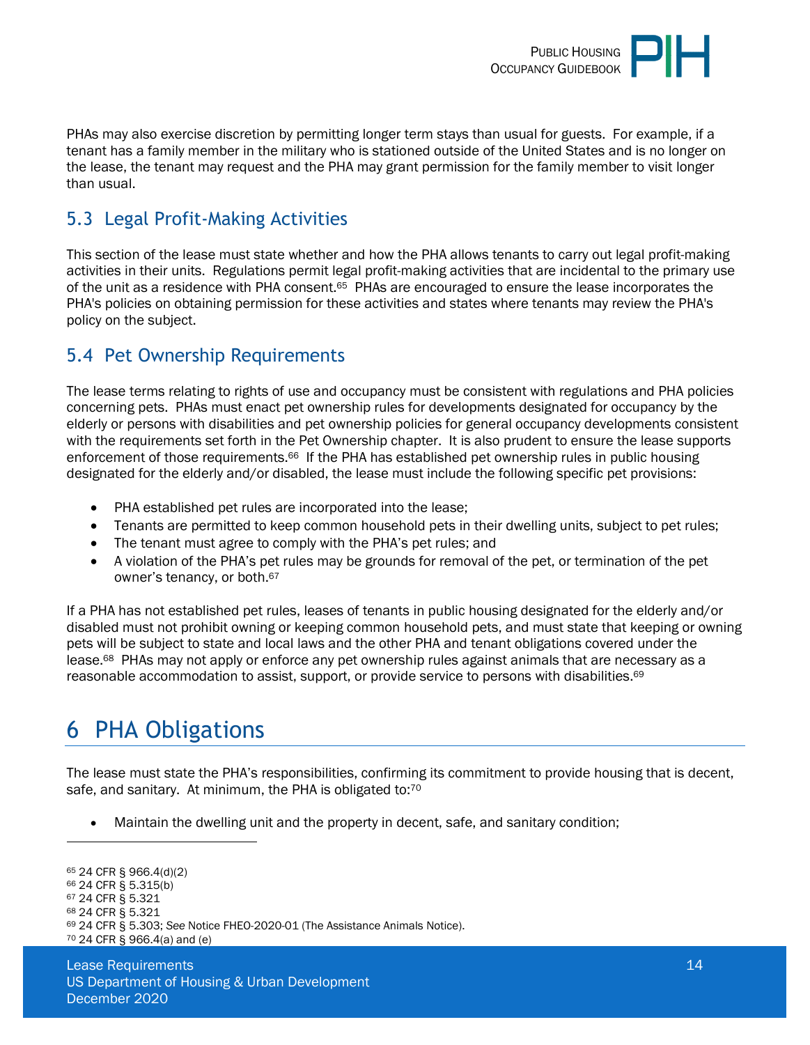PHAs may also exercise discretion by permitting longer term stays than usual for guests. For example, if a tenant has a family member in the military who is stationed outside of the United States and is no longer on the lease, the tenant may request and the PHA may grant permission for the family member to visit longer than usual.

## 5.3 Legal Profit-Making Activities

This section of the lease must state whether and how the PHA allows tenants to carry out legal profit-making activities in their units. Regulations permit legal profit-making activities that are incidental to the primary use of the unit as a residence with PHA consent.[65] PHAs are encouraged to ensure the lease incorporates the PHA's policies on obtaining permission for these activities and states where tenants may review the PHA's policy on the subject.

## 5.4 Pet Ownership Requirements

The lease terms relating to rights of use and occupancy must be consistent with regulations and PHA policies concerning pets. PHAs must enact pet ownership rules for developments designated for occupancy by the elderly or persons with disabilities and pet ownership policies for general occupancy developments consistent with the requirements set forth in the Pet Ownership chapter. It is also prudent to ensure the lease supports enforcement of those requirements.[66] If the PHA has established pet ownership rules in public housing designated for the elderly and/or disabled, the lease must include the following specific pet provisions:

- PHA established pet rules are incorporated into the lease;
- Tenants are permitted to keep common household pets in their dwelling units, subject to pet rules;
- The tenant must agree to comply with the PHA's pet rules; and
- A violation of the PHA's pet rules may be grounds for removal of the pet, or termination of the pet owner's tenancy, or both.[67]

If a PHA has not established pet rules, leases of tenants in public housing designated for the elderly and/or disabled must not prohibit owning or keeping common household pets, and must state that keeping or owning pets will be subject to state and local laws and the other PHA and tenant obligations covered under the lease.[68] PHAs may not apply or enforce any pet ownership rules against animals that are necessary as a reasonable accommodation to assist, support, or provide service to persons with disabilities.[69]

# 6 PHA Obligations

The lease must state the PHA's responsibilities, confirming its commitment to provide housing that is decent, safe, and sanitary. At minimum, the PHA is obligated to:[70]

- Maintain the dwelling unit and the property in decent, safe, and sanitary condition;

---

[65] 24 CFR § 966.4(d)(2)
[66] 24 CFR § 5.315(b)
[67] 24 CFR § 5.321
[68] 24 CFR § 5.321
[69] 24 CFR § 5.303; *See* Notice FHEO-2020-01 (The Assistance Animals Notice).
[70] 24 CFR § 966.4(a) and (e)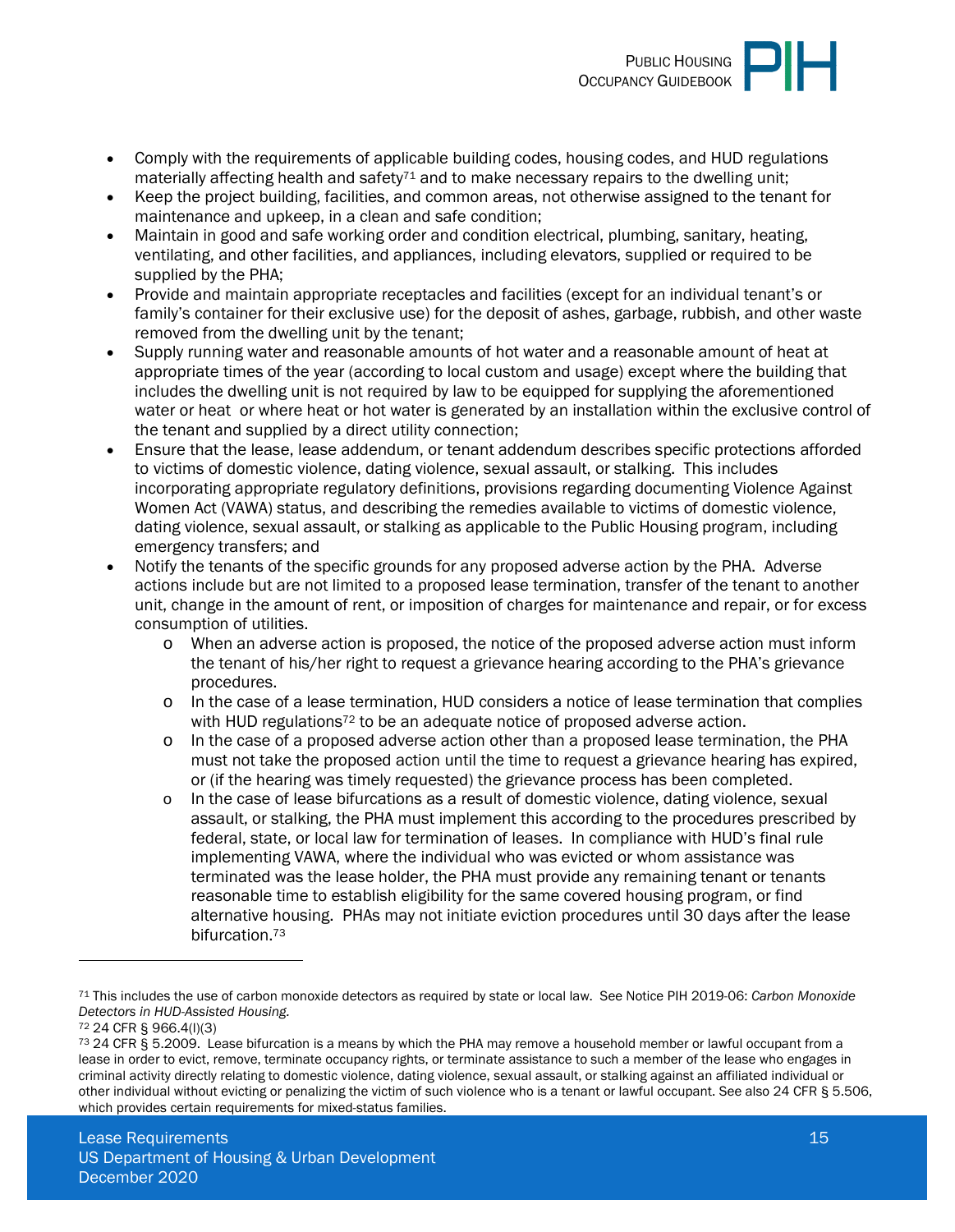- Comply with the requirements of applicable building codes, housing codes, and HUD regulations materially affecting health and safety[71] and to make necessary repairs to the dwelling unit;
- Keep the project building, facilities, and common areas, not otherwise assigned to the tenant for maintenance and upkeep, in a clean and safe condition;
- Maintain in good and safe working order and condition electrical, plumbing, sanitary, heating, ventilating, and other facilities, and appliances, including elevators, supplied or required to be supplied by the PHA;
- Provide and maintain appropriate receptacles and facilities (except for an individual tenant's or family's container for their exclusive use) for the deposit of ashes, garbage, rubbish, and other waste removed from the dwelling unit by the tenant;
- Supply running water and reasonable amounts of hot water and a reasonable amount of heat at appropriate times of the year (according to local custom and usage) except where the building that includes the dwelling unit is not required by law to be equipped for supplying the aforementioned water or heat or where heat or hot water is generated by an installation within the exclusive control of the tenant and supplied by a direct utility connection;
- Ensure that the lease, lease addendum, or tenant addendum describes specific protections afforded to victims of domestic violence, dating violence, sexual assault, or stalking. This includes incorporating appropriate regulatory definitions, provisions regarding documenting Violence Against Women Act (VAWA) status, and describing the remedies available to victims of domestic violence, dating violence, sexual assault, or stalking as applicable to the Public Housing program, including emergency transfers; and
- Notify the tenants of the specific grounds for any proposed adverse action by the PHA. Adverse actions include but are not limited to a proposed lease termination, transfer of the tenant to another unit, change in the amount of rent, or imposition of charges for maintenance and repair, or for excess consumption of utilities.
  - When an adverse action is proposed, the notice of the proposed adverse action must inform the tenant of his/her right to request a grievance hearing according to the PHA's grievance procedures.
  - In the case of a lease termination, HUD considers a notice of lease termination that complies with HUD regulations[72] to be an adequate notice of proposed adverse action.
  - In the case of a proposed adverse action other than a proposed lease termination, the PHA must not take the proposed action until the time to request a grievance hearing has expired, or (if the hearing was timely requested) the grievance process has been completed.
  - In the case of lease bifurcations as a result of domestic violence, dating violence, sexual assault, or stalking, the PHA must implement this according to the procedures prescribed by federal, state, or local law for termination of leases. In compliance with HUD's final rule implementing VAWA, where the individual who was evicted or whom assistance was terminated was the lease holder, the PHA must provide any remaining tenant or tenants reasonable time to establish eligibility for the same covered housing program, or find alternative housing. PHAs may not initiate eviction procedures until 30 days after the lease bifurcation.[73]

---

[71] This includes the use of carbon monoxide detectors as required by state or local law. See Notice PIH 2019-06: *Carbon Monoxide Detectors in HUD-Assisted Housing.*

[72] 24 CFR § 966.4(l)(3)

[73] 24 CFR § 5.2009. Lease bifurcation is a means by which the PHA may remove a household member or lawful occupant from a lease in order to evict, remove, terminate occupancy rights, or terminate assistance to such a member of the lease who engages in criminal activity directly relating to domestic violence, dating violence, sexual assault, or stalking against an affiliated individual or other individual without evicting or penalizing the victim of such violence who is a tenant or lawful occupant. See also 24 CFR § 5.506, which provides certain requirements for mixed-status families.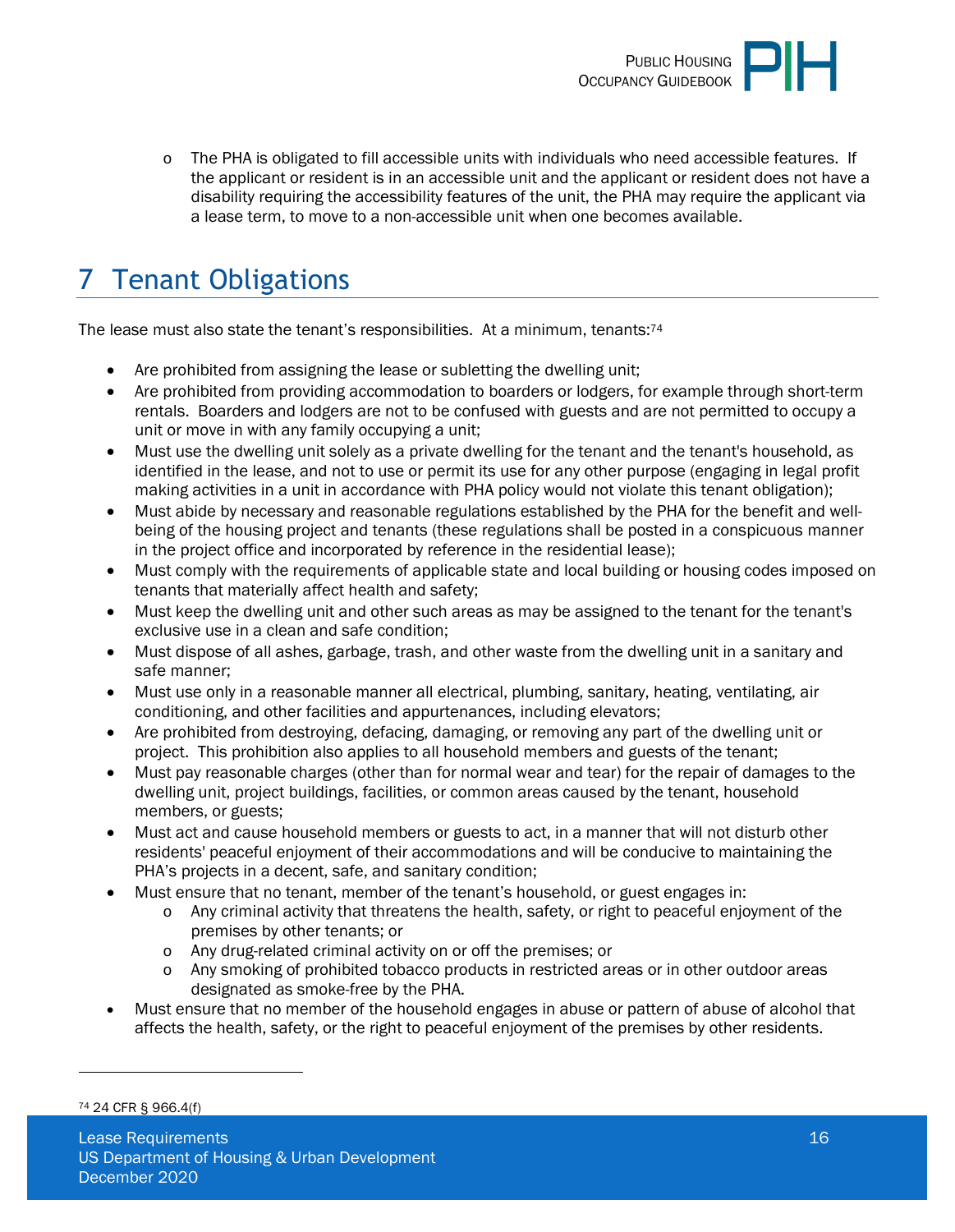- The PHA is obligated to fill accessible units with individuals who need accessible features. If the applicant or resident is in an accessible unit and the applicant or resident does not have a disability requiring the accessibility features of the unit, the PHA may require the applicant via a lease term, to move to a non-accessible unit when one becomes available.

# 7 Tenant Obligations

The lease must also state the tenant's responsibilities. At a minimum, tenants:[74]

- Are prohibited from assigning the lease or subletting the dwelling unit;
- Are prohibited from providing accommodation to boarders or lodgers, for example through short-term rentals. Boarders and lodgers are not to be confused with guests and are not permitted to occupy a unit or move in with any family occupying a unit;
- Must use the dwelling unit solely as a private dwelling for the tenant and the tenant's household, as identified in the lease, and not to use or permit its use for any other purpose (engaging in legal profit making activities in a unit in accordance with PHA policy would not violate this tenant obligation);
- Must abide by necessary and reasonable regulations established by the PHA for the benefit and well-being of the housing project and tenants (these regulations shall be posted in a conspicuous manner in the project office and incorporated by reference in the residential lease);
- Must comply with the requirements of applicable state and local building or housing codes imposed on tenants that materially affect health and safety;
- Must keep the dwelling unit and other such areas as may be assigned to the tenant for the tenant's exclusive use in a clean and safe condition;
- Must dispose of all ashes, garbage, trash, and other waste from the dwelling unit in a sanitary and safe manner;
- Must use only in a reasonable manner all electrical, plumbing, sanitary, heating, ventilating, air conditioning, and other facilities and appurtenances, including elevators;
- Are prohibited from destroying, defacing, damaging, or removing any part of the dwelling unit or project. This prohibition also applies to all household members and guests of the tenant;
- Must pay reasonable charges (other than for normal wear and tear) for the repair of damages to the dwelling unit, project buildings, facilities, or common areas caused by the tenant, household members, or guests;
- Must act and cause household members or guests to act, in a manner that will not disturb other residents' peaceful enjoyment of their accommodations and will be conducive to maintaining the PHA's projects in a decent, safe, and sanitary condition;
- Must ensure that no tenant, member of the tenant's household, or guest engages in:
  - Any criminal activity that threatens the health, safety, or right to peaceful enjoyment of the premises by other tenants; or
  - Any drug-related criminal activity on or off the premises; or
  - Any smoking of prohibited tobacco products in restricted areas or in other outdoor areas designated as smoke-free by the PHA.
- Must ensure that no member of the household engages in abuse or pattern of abuse of alcohol that affects the health, safety, or the right to peaceful enjoyment of the premises by other residents.

[74] 24 CFR § 966.4(f)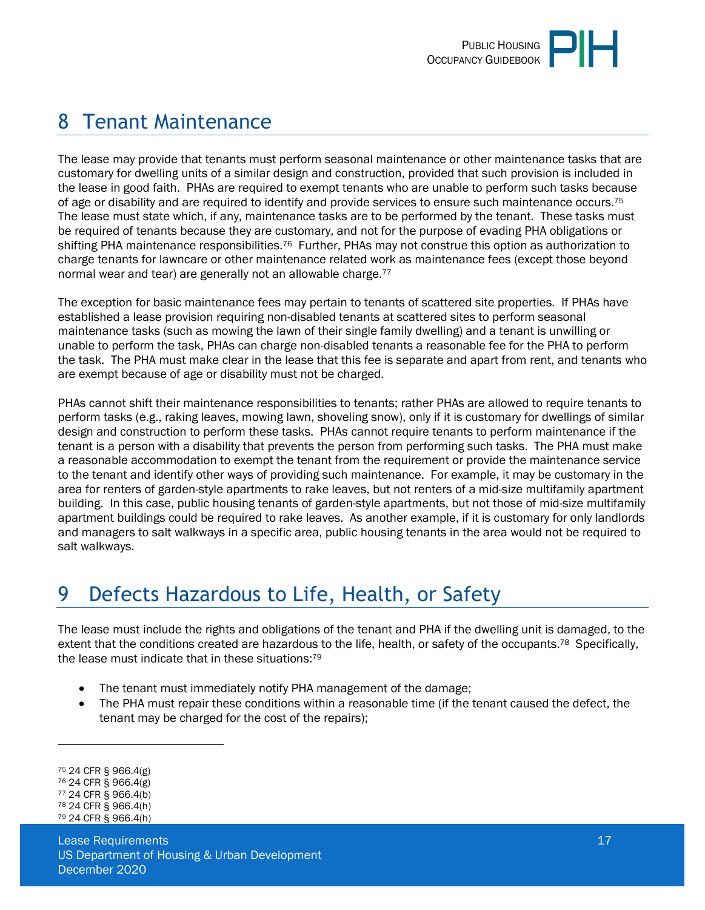# 8 Tenant Maintenance

The lease may provide that tenants must perform seasonal maintenance or other maintenance tasks that are customary for dwelling units of a similar design and construction, provided that such provision is included in the lease in good faith. PHAs are required to exempt tenants who are unable to perform such tasks because of age or disability and are required to identify and provide services to ensure such maintenance occurs.[75] The lease must state which, if any, maintenance tasks are to be performed by the tenant. These tasks must be required of tenants because they are customary, and not for the purpose of evading PHA obligations or shifting PHA maintenance responsibilities.[76] Further, PHAs may not construe this option as authorization to charge tenants for lawncare or other maintenance related work as maintenance fees (except those beyond normal wear and tear) are generally not an allowable charge.[77]

The exception for basic maintenance fees may pertain to tenants of scattered site properties. If PHAs have established a lease provision requiring non-disabled tenants at scattered sites to perform seasonal maintenance tasks (such as mowing the lawn of their single family dwelling) and a tenant is unwilling or unable to perform the task, PHAs can charge non-disabled tenants a reasonable fee for the PHA to perform the task. The PHA must make clear in the lease that this fee is separate and apart from rent, and tenants who are exempt because of age or disability must not be charged.

PHAs cannot shift their maintenance responsibilities to tenants; rather PHAs are allowed to require tenants to perform tasks (e.g., raking leaves, mowing lawn, shoveling snow), only if it is customary for dwellings of similar design and construction to perform these tasks. PHAs cannot require tenants to perform maintenance if the tenant is a person with a disability that prevents the person from performing such tasks. The PHA must make a reasonable accommodation to exempt the tenant from the requirement or provide the maintenance service to the tenant and identify other ways of providing such maintenance. For example, it may be customary in the area for renters of garden-style apartments to rake leaves, but not renters of a mid-size multifamily apartment building. In this case, public housing tenants of garden-style apartments, but not those of mid-size multifamily apartment buildings could be required to rake leaves. As another example, if it is customary for only landlords and managers to salt walkways in a specific area, public housing tenants in the area would not be required to salt walkways.

# 9 Defects Hazardous to Life, Health, or Safety

The lease must include the rights and obligations of the tenant and PHA if the dwelling unit is damaged, to the extent that the conditions created are hazardous to the life, health, or safety of the occupants.[78] Specifically, the lease must indicate that in these situations:[79]

- The tenant must immediately notify PHA management of the damage;
- The PHA must repair these conditions within a reasonable time (if the tenant caused the defect, the tenant may be charged for the cost of the repairs);

---

[75] 24 CFR § 966.4(g)
[76] 24 CFR § 966.4(g)
[77] 24 CFR § 966.4(b)
[78] 24 CFR § 966.4(h)
[79] 24 CFR § 966.4(h)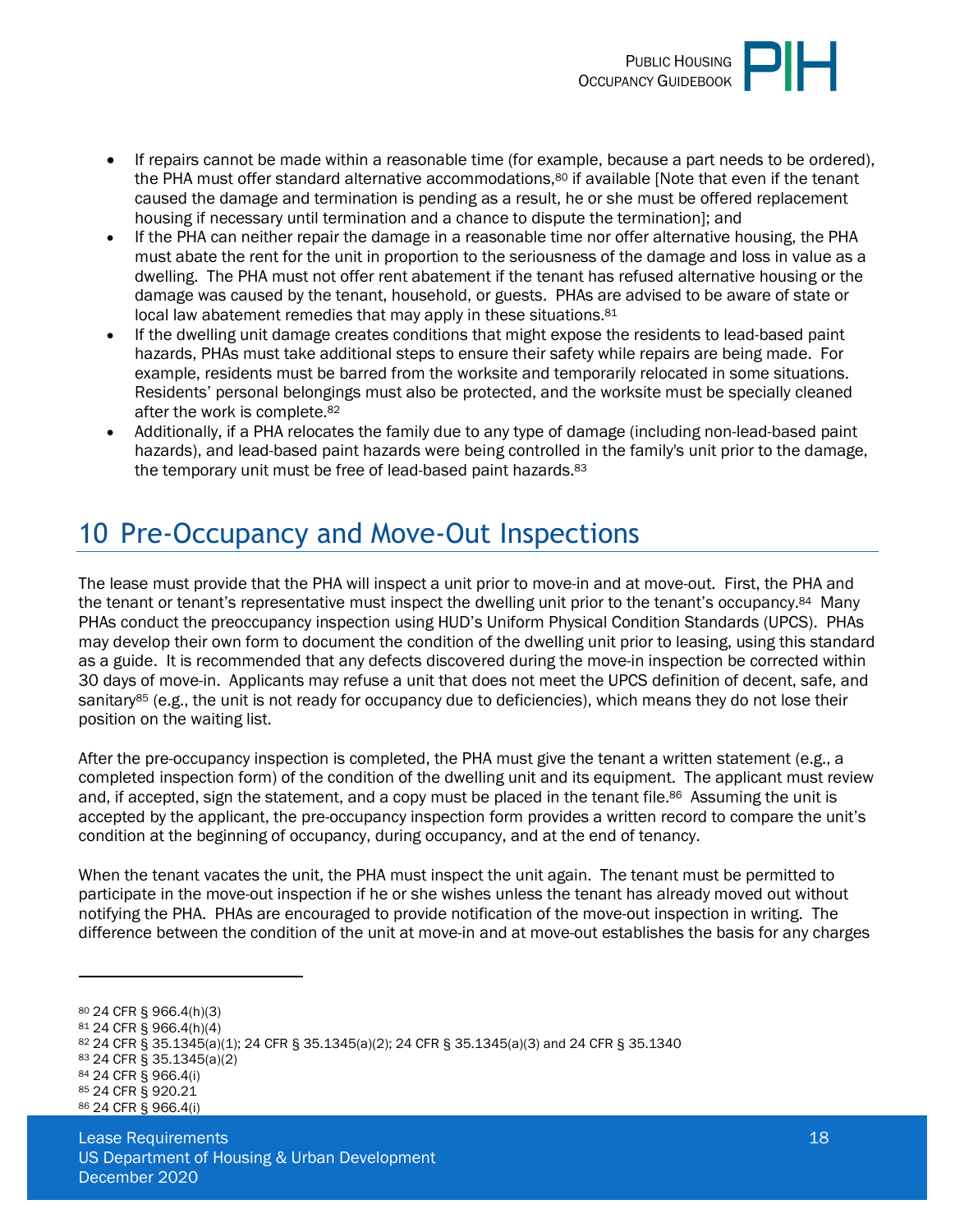- If repairs cannot be made within a reasonable time (for example, because a part needs to be ordered), the PHA must offer standard alternative accommodations,[80] if available [Note that even if the tenant caused the damage and termination is pending as a result, he or she must be offered replacement housing if necessary until termination and a chance to dispute the termination]; and
- If the PHA can neither repair the damage in a reasonable time nor offer alternative housing, the PHA must abate the rent for the unit in proportion to the seriousness of the damage and loss in value as a dwelling. The PHA must not offer rent abatement if the tenant has refused alternative housing or the damage was caused by the tenant, household, or guests. PHAs are advised to be aware of state or local law abatement remedies that may apply in these situations.[81]
- If the dwelling unit damage creates conditions that might expose the residents to lead-based paint hazards, PHAs must take additional steps to ensure their safety while repairs are being made. For example, residents must be barred from the worksite and temporarily relocated in some situations. Residents' personal belongings must also be protected, and the worksite must be specially cleaned after the work is complete.[82]
- Additionally, if a PHA relocates the family due to any type of damage (including non-lead-based paint hazards), and lead-based paint hazards were being controlled in the family's unit prior to the damage, the temporary unit must be free of lead-based paint hazards.[83]

# 10 Pre-Occupancy and Move-Out Inspections

The lease must provide that the PHA will inspect a unit prior to move-in and at move-out. First, the PHA and the tenant or tenant's representative must inspect the dwelling unit prior to the tenant's occupancy.[84] Many PHAs conduct the preoccupancy inspection using HUD's Uniform Physical Condition Standards (UPCS). PHAs may develop their own form to document the condition of the dwelling unit prior to leasing, using this standard as a guide. It is recommended that any defects discovered during the move-in inspection be corrected within 30 days of move-in. Applicants may refuse a unit that does not meet the UPCS definition of decent, safe, and sanitary[85] (e.g., the unit is not ready for occupancy due to deficiencies), which means they do not lose their position on the waiting list.

After the pre-occupancy inspection is completed, the PHA must give the tenant a written statement (e.g., a completed inspection form) of the condition of the dwelling unit and its equipment. The applicant must review and, if accepted, sign the statement, and a copy must be placed in the tenant file.[86] Assuming the unit is accepted by the applicant, the pre-occupancy inspection form provides a written record to compare the unit's condition at the beginning of occupancy, during occupancy, and at the end of tenancy.

When the tenant vacates the unit, the PHA must inspect the unit again. The tenant must be permitted to participate in the move-out inspection if he or she wishes unless the tenant has already moved out without notifying the PHA. PHAs are encouraged to provide notification of the move-out inspection in writing. The difference between the condition of the unit at move-in and at move-out establishes the basis for any charges

---

[80] 24 CFR § 966.4(h)(3)
[81] 24 CFR § 966.4(h)(4)
[82] 24 CFR § 35.1345(a)(1); 24 CFR § 35.1345(a)(2); 24 CFR § 35.1345(a)(3) and 24 CFR § 35.1340
[83] 24 CFR § 35.1345(a)(2)
[84] 24 CFR § 966.4(i)
[85] 24 CFR § 920.21
[86] 24 CFR § 966.4(i)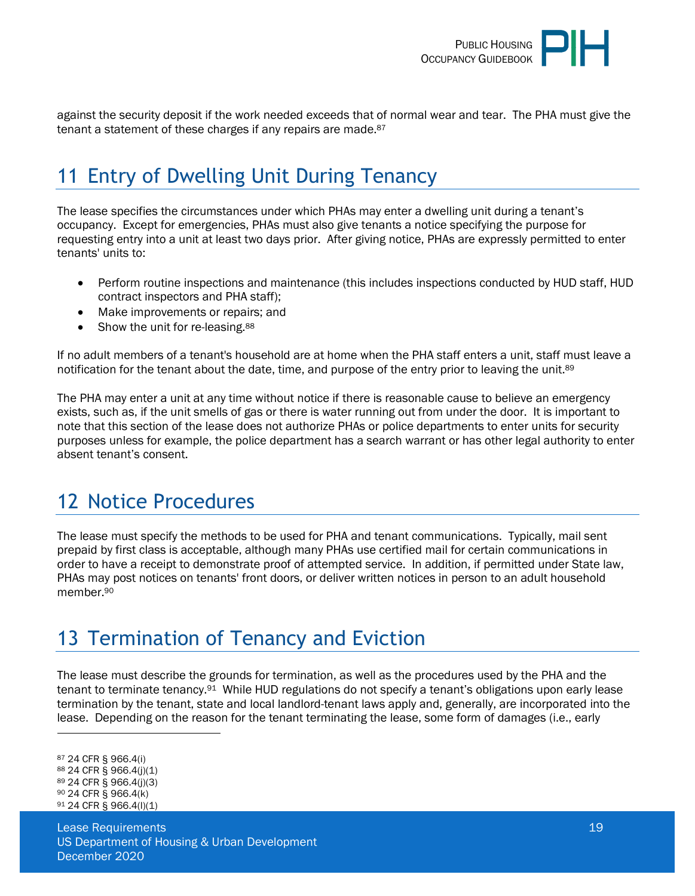against the security deposit if the work needed exceeds that of normal wear and tear. The PHA must give the tenant a statement of these charges if any repairs are made.[87]

# 11 Entry of Dwelling Unit During Tenancy

The lease specifies the circumstances under which PHAs may enter a dwelling unit during a tenant's occupancy. Except for emergencies, PHAs must also give tenants a notice specifying the purpose for requesting entry into a unit at least two days prior. After giving notice, PHAs are expressly permitted to enter tenants' units to:

- Perform routine inspections and maintenance (this includes inspections conducted by HUD staff, HUD contract inspectors and PHA staff);
- Make improvements or repairs; and
- Show the unit for re-leasing.[88]

If no adult members of a tenant's household are at home when the PHA staff enters a unit, staff must leave a notification for the tenant about the date, time, and purpose of the entry prior to leaving the unit.[89]

The PHA may enter a unit at any time without notice if there is reasonable cause to believe an emergency exists, such as, if the unit smells of gas or there is water running out from under the door. It is important to note that this section of the lease does not authorize PHAs or police departments to enter units for security purposes unless for example, the police department has a search warrant or has other legal authority to enter absent tenant's consent.

# 12 Notice Procedures

The lease must specify the methods to be used for PHA and tenant communications. Typically, mail sent prepaid by first class is acceptable, although many PHAs use certified mail for certain communications in order to have a receipt to demonstrate proof of attempted service. In addition, if permitted under State law, PHAs may post notices on tenants' front doors, or deliver written notices in person to an adult household member.[90]

# 13 Termination of Tenancy and Eviction

The lease must describe the grounds for termination, as well as the procedures used by the PHA and the tenant to terminate tenancy.[91] While HUD regulations do not specify a tenant's obligations upon early lease termination by the tenant, state and local landlord-tenant laws apply and, generally, are incorporated into the lease. Depending on the reason for the tenant terminating the lease, some form of damages (i.e., early

---

[87] 24 CFR § 966.4(i)
[88] 24 CFR § 966.4(j)(1)
[89] 24 CFR § 966.4(j)(3)
[90] 24 CFR § 966.4(k)
[91] 24 CFR § 966.4(l)(1)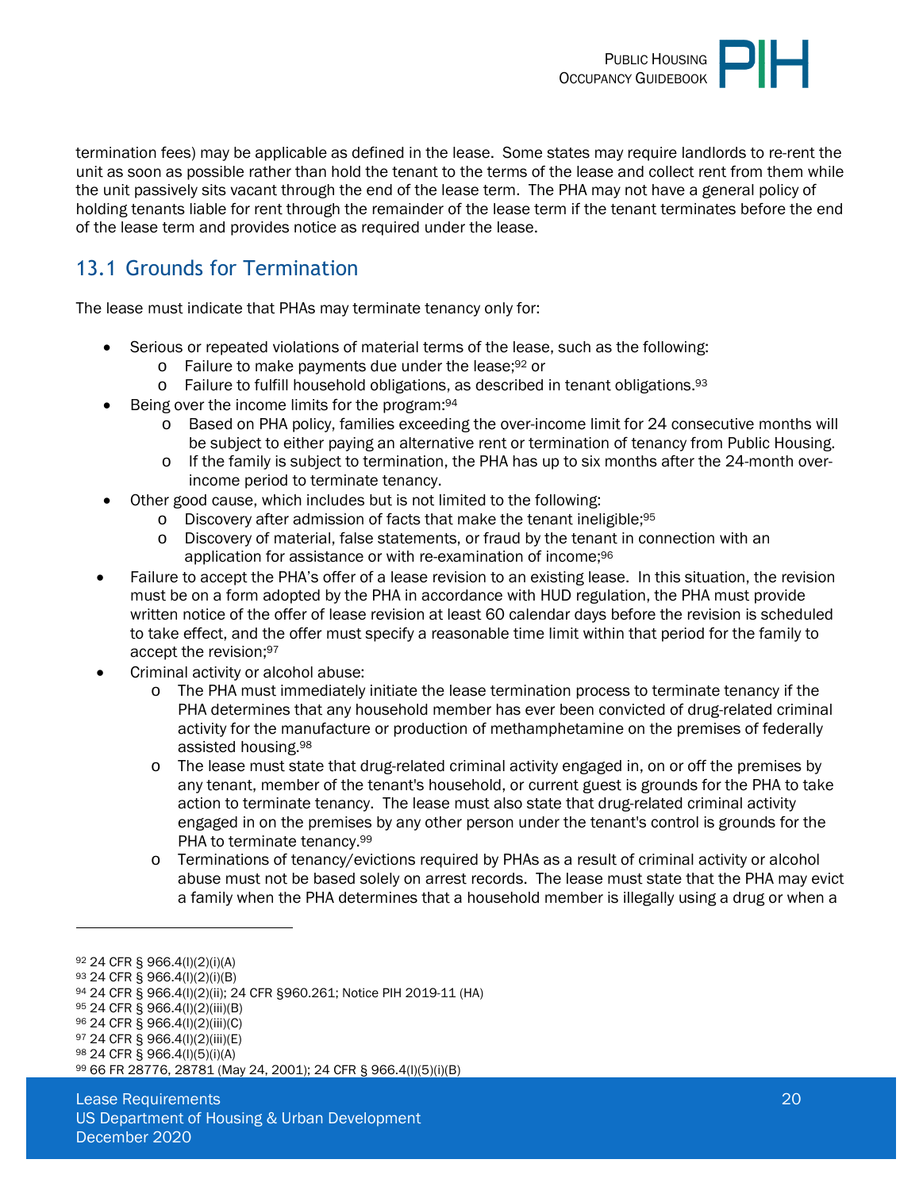termination fees) may be applicable as defined in the lease. Some states may require landlords to re-rent the unit as soon as possible rather than hold the tenant to the terms of the lease and collect rent from them while the unit passively sits vacant through the end of the lease term. The PHA may not have a general policy of holding tenants liable for rent through the remainder of the lease term if the tenant terminates before the end of the lease term and provides notice as required under the lease.

## 13.1 Grounds for Termination

The lease must indicate that PHAs may terminate tenancy only for:

- Serious or repeated violations of material terms of the lease, such as the following:
  - Failure to make payments due under the lease;[92] or
  - Failure to fulfill household obligations, as described in tenant obligations.[93]
- Being over the income limits for the program:[94]
  - Based on PHA policy, families exceeding the over-income limit for 24 consecutive months will be subject to either paying an alternative rent or termination of tenancy from Public Housing.
  - If the family is subject to termination, the PHA has up to six months after the 24-month over-income period to terminate tenancy.
- Other good cause, which includes but is not limited to the following:
  - Discovery after admission of facts that make the tenant ineligible;[95]
  - Discovery of material, false statements, or fraud by the tenant in connection with an application for assistance or with re-examination of income;[96]
- Failure to accept the PHA's offer of a lease revision to an existing lease. In this situation, the revision must be on a form adopted by the PHA in accordance with HUD regulation, the PHA must provide written notice of the offer of lease revision at least 60 calendar days before the revision is scheduled to take effect, and the offer must specify a reasonable time limit within that period for the family to accept the revision;[97]
- Criminal activity or alcohol abuse:
  - The PHA must immediately initiate the lease termination process to terminate tenancy if the PHA determines that any household member has ever been convicted of drug-related criminal activity for the manufacture or production of methamphetamine on the premises of federally assisted housing.[98]
  - The lease must state that drug-related criminal activity engaged in, on or off the premises by any tenant, member of the tenant's household, or current guest is grounds for the PHA to take action to terminate tenancy. The lease must also state that drug-related criminal activity engaged in on the premises by any other person under the tenant's control is grounds for the PHA to terminate tenancy.[99]
  - Terminations of tenancy/evictions required by PHAs as a result of criminal activity or alcohol abuse must not be based solely on arrest records. The lease must state that the PHA may evict a family when the PHA determines that a household member is illegally using a drug or when a

---

[92] 24 CFR § 966.4(l)(2)(i)(A)
[93] 24 CFR § 966.4(l)(2)(i)(B)
[94] 24 CFR § 966.4(l)(2)(ii); 24 CFR §960.261; Notice PIH 2019-11 (HA)
[95] 24 CFR § 966.4(l)(2)(iii)(B)
[96] 24 CFR § 966.4(l)(2)(iii)(C)
[97] 24 CFR § 966.4(l)(2)(iii)(E)
[98] 24 CFR § 966.4(l)(5)(i)(A)
[99] 66 FR 28776, 28781 (May 24, 2001); 24 CFR § 966.4(l)(5)(i)(B)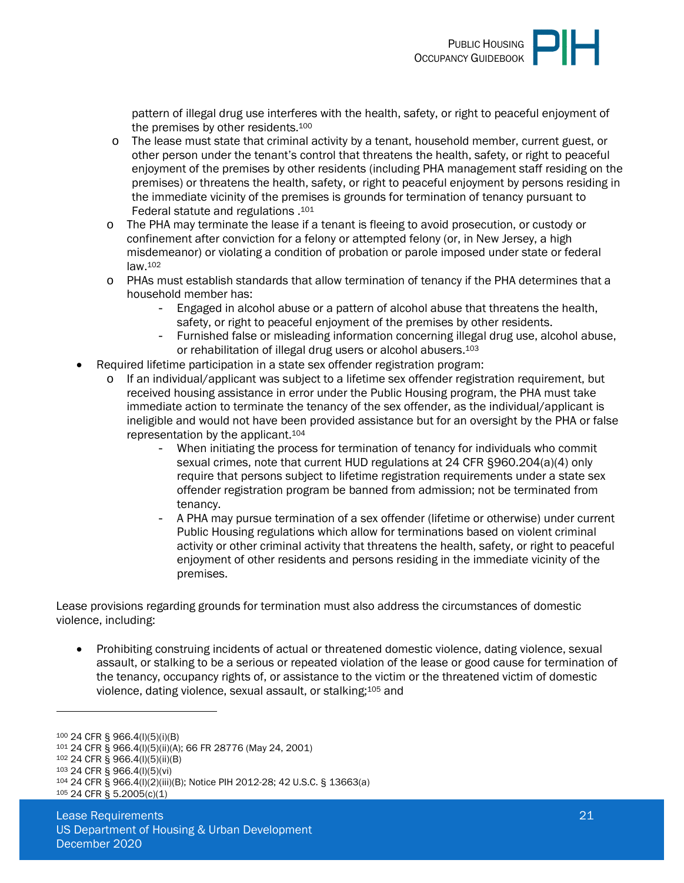- pattern of illegal drug use interferes with the health, safety, or right to peaceful enjoyment of the premises by other residents.[100]
  - The lease must state that criminal activity by a tenant, household member, current guest, or other person under the tenant's control that threatens the health, safety, or right to peaceful enjoyment of the premises by other residents (including PHA management staff residing on the premises) or threatens the health, safety, or right to peaceful enjoyment by persons residing in the immediate vicinity of the premises is grounds for termination of tenancy pursuant to Federal statute and regulations .[101]
  - The PHA may terminate the lease if a tenant is fleeing to avoid prosecution, or custody or confinement after conviction for a felony or attempted felony (or, in New Jersey, a high misdemeanor) or violating a condition of probation or parole imposed under state or federal law.[102]
  - PHAs must establish standards that allow termination of tenancy if the PHA determines that a household member has:
    - Engaged in alcohol abuse or a pattern of alcohol abuse that threatens the health, safety, or right to peaceful enjoyment of the premises by other residents.
    - Furnished false or misleading information concerning illegal drug use, alcohol abuse, or rehabilitation of illegal drug users or alcohol abusers.[103]
- Required lifetime participation in a state sex offender registration program:
  - If an individual/applicant was subject to a lifetime sex offender registration requirement, but received housing assistance in error under the Public Housing program, the PHA must take immediate action to terminate the tenancy of the sex offender, as the individual/applicant is ineligible and would not have been provided assistance but for an oversight by the PHA or false representation by the applicant.[104]
    - When initiating the process for termination of tenancy for individuals who commit sexual crimes, note that current HUD regulations at 24 CFR §960.204(a)(4) only require that persons subject to lifetime registration requirements under a state sex offender registration program be banned from admission; not be terminated from tenancy.
    - A PHA may pursue termination of a sex offender (lifetime or otherwise) under current Public Housing regulations which allow for terminations based on violent criminal activity or other criminal activity that threatens the health, safety, or right to peaceful enjoyment of other residents and persons residing in the immediate vicinity of the premises.

Lease provisions regarding grounds for termination must also address the circumstances of domestic violence, including:

- Prohibiting construing incidents of actual or threatened domestic violence, dating violence, sexual assault, or stalking to be a serious or repeated violation of the lease or good cause for termination of the tenancy, occupancy rights of, or assistance to the victim or the threatened victim of domestic violence, dating violence, sexual assault, or stalking;[105] and

---

[100] 24 CFR § 966.4(l)(5)(i)(B)
[101] 24 CFR § 966.4(l)(5)(ii)(A); 66 FR 28776 (May 24, 2001)
[102] 24 CFR § 966.4(l)(5)(ii)(B)
[103] 24 CFR § 966.4(l)(5)(vi)
[104] 24 CFR § 966.4(l)(2)(iii)(B); Notice PIH 2012-28; 42 U.S.C. § 13663(a)
[105] 24 CFR § 5.2005(c)(1)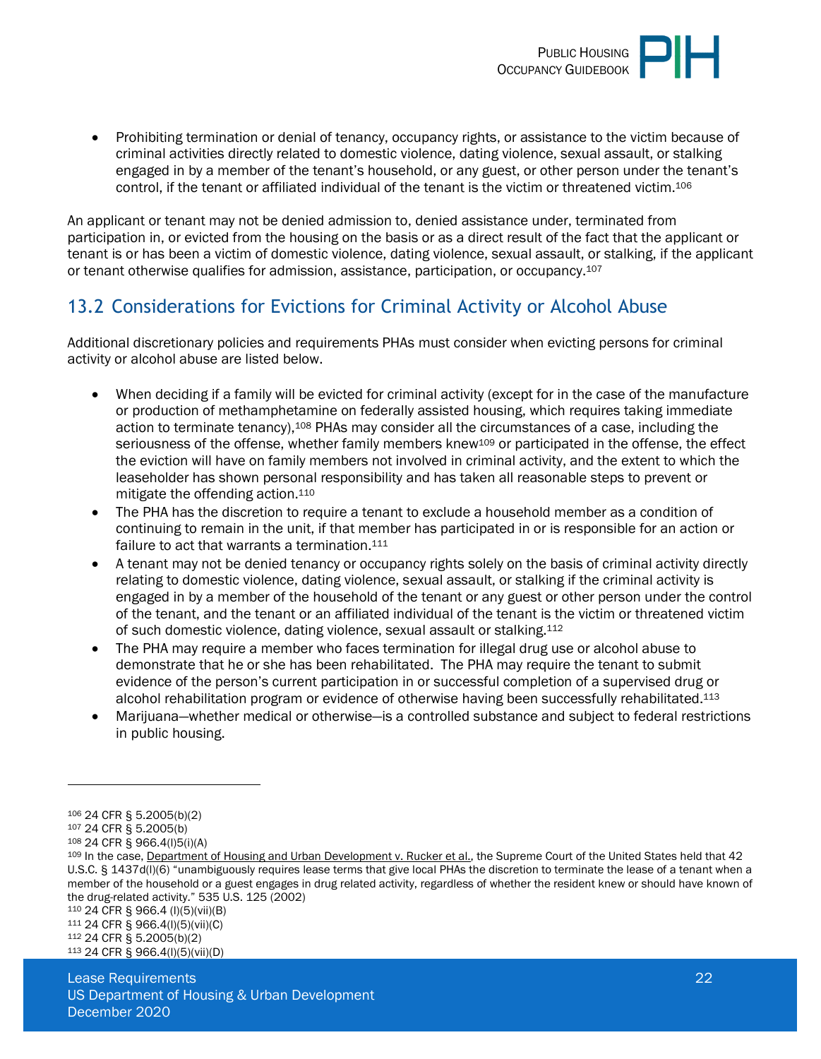- Prohibiting termination or denial of tenancy, occupancy rights, or assistance to the victim because of criminal activities directly related to domestic violence, dating violence, sexual assault, or stalking engaged in by a member of the tenant's household, or any guest, or other person under the tenant's control, if the tenant or affiliated individual of the tenant is the victim or threatened victim.[106]

An applicant or tenant may not be denied admission to, denied assistance under, terminated from participation in, or evicted from the housing on the basis or as a direct result of the fact that the applicant or tenant is or has been a victim of domestic violence, dating violence, sexual assault, or stalking, if the applicant or tenant otherwise qualifies for admission, assistance, participation, or occupancy.[107]

## 13.2 Considerations for Evictions for Criminal Activity or Alcohol Abuse

Additional discretionary policies and requirements PHAs must consider when evicting persons for criminal activity or alcohol abuse are listed below.

- When deciding if a family will be evicted for criminal activity (except for in the case of the manufacture or production of methamphetamine on federally assisted housing, which requires taking immediate action to terminate tenancy),[108] PHAs may consider all the circumstances of a case, including the seriousness of the offense, whether family members knew[109] or participated in the offense, the effect the eviction will have on family members not involved in criminal activity, and the extent to which the leaseholder has shown personal responsibility and has taken all reasonable steps to prevent or mitigate the offending action.[110]
- The PHA has the discretion to require a tenant to exclude a household member as a condition of continuing to remain in the unit, if that member has participated in or is responsible for an action or failure to act that warrants a termination.[111]
- A tenant may not be denied tenancy or occupancy rights solely on the basis of criminal activity directly relating to domestic violence, dating violence, sexual assault, or stalking if the criminal activity is engaged in by a member of the household of the tenant or any guest or other person under the control of the tenant, and the tenant or an affiliated individual of the tenant is the victim or threatened victim of such domestic violence, dating violence, sexual assault or stalking.[112]
- The PHA may require a member who faces termination for illegal drug use or alcohol abuse to demonstrate that he or she has been rehabilitated. The PHA may require the tenant to submit evidence of the person's current participation in or successful completion of a supervised drug or alcohol rehabilitation program or evidence of otherwise having been successfully rehabilitated.[113]
- Marijuana—whether medical or otherwise—is a controlled substance and subject to federal restrictions in public housing.

---

[106] 24 CFR § 5.2005(b)(2)

[107] 24 CFR § 5.2005(b)

[108] 24 CFR § 966.4(l)5(i)(A)

[109] In the case, Department of Housing and Urban Development v. Rucker et al., the Supreme Court of the United States held that 42 U.S.C. § 1437d(l)(6) "unambiguously requires lease terms that give local PHAs the discretion to terminate the lease of a tenant when a member of the household or a guest engages in drug related activity, regardless of whether the resident knew or should have known of the drug-related activity." 535 U.S. 125 (2002)

[110] 24 CFR § 966.4 (l)(5)(vii)(B)

[111] 24 CFR § 966.4(l)(5)(vii)(C)

[112] 24 CFR § 5.2005(b)(2)

[113] 24 CFR § 966.4(l)(5)(vii)(D)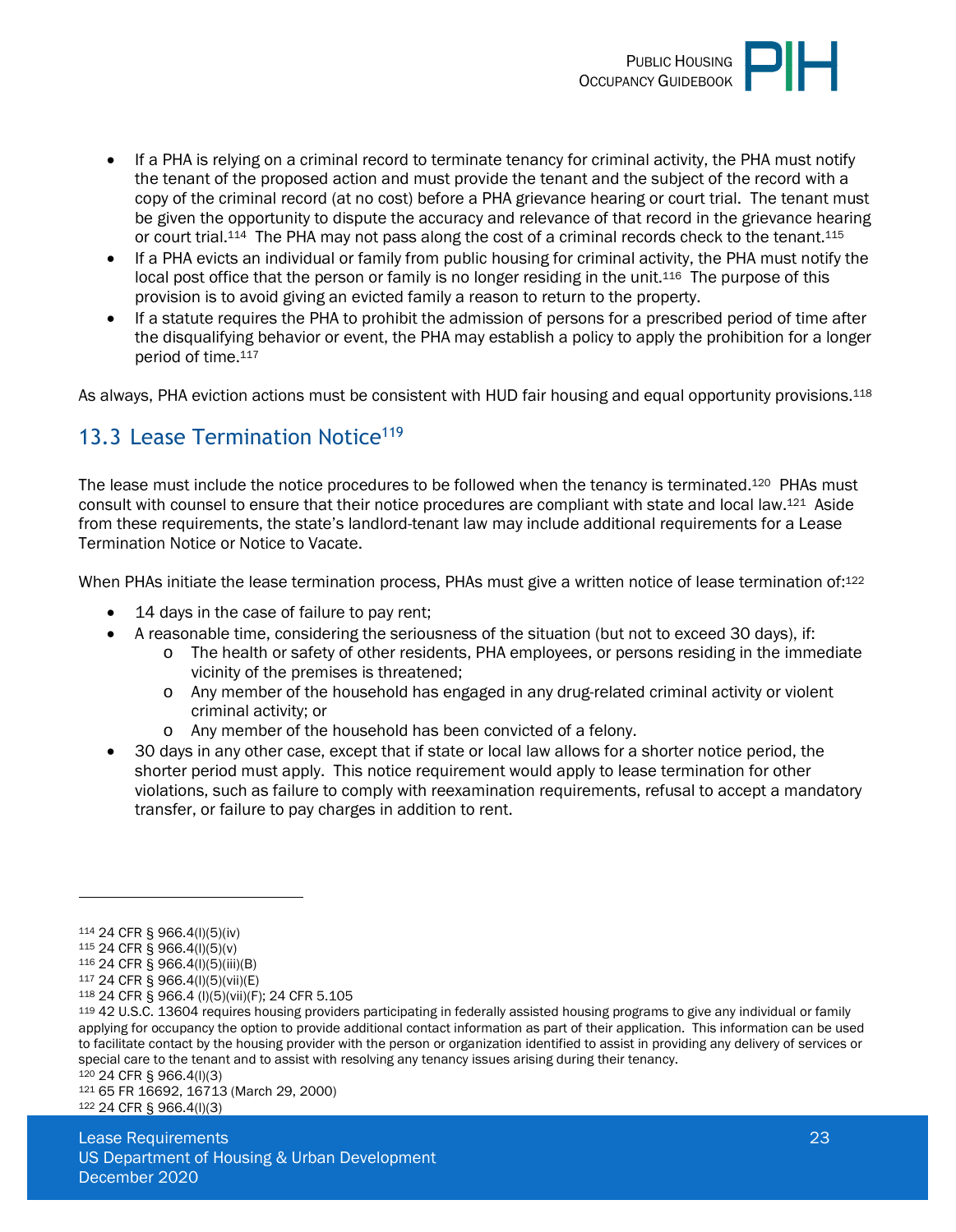- If a PHA is relying on a criminal record to terminate tenancy for criminal activity, the PHA must notify the tenant of the proposed action and must provide the tenant and the subject of the record with a copy of the criminal record (at no cost) before a PHA grievance hearing or court trial. The tenant must be given the opportunity to dispute the accuracy and relevance of that record in the grievance hearing or court trial.[114] The PHA may not pass along the cost of a criminal records check to the tenant.[115]
- If a PHA evicts an individual or family from public housing for criminal activity, the PHA must notify the local post office that the person or family is no longer residing in the unit.[116] The purpose of this provision is to avoid giving an evicted family a reason to return to the property.
- If a statute requires the PHA to prohibit the admission of persons for a prescribed period of time after the disqualifying behavior or event, the PHA may establish a policy to apply the prohibition for a longer period of time.[117]

As always, PHA eviction actions must be consistent with HUD fair housing and equal opportunity provisions.[118]

## 13.3 Lease Termination Notice[119]

The lease must include the notice procedures to be followed when the tenancy is terminated.[120] PHAs must consult with counsel to ensure that their notice procedures are compliant with state and local law.[121] Aside from these requirements, the state's landlord-tenant law may include additional requirements for a Lease Termination Notice or Notice to Vacate.

When PHAs initiate the lease termination process, PHAs must give a written notice of lease termination of:[122]

- 14 days in the case of failure to pay rent;
- A reasonable time, considering the seriousness of the situation (but not to exceed 30 days), if:
  - The health or safety of other residents, PHA employees, or persons residing in the immediate vicinity of the premises is threatened;
  - Any member of the household has engaged in any drug-related criminal activity or violent criminal activity; or
  - Any member of the household has been convicted of a felony.
- 30 days in any other case, except that if state or local law allows for a shorter notice period, the shorter period must apply. This notice requirement would apply to lease termination for other violations, such as failure to comply with reexamination requirements, refusal to accept a mandatory transfer, or failure to pay charges in addition to rent.

---

[114] 24 CFR § 966.4(l)(5)(iv)

[115] 24 CFR § 966.4(l)(5)(v)

[116] 24 CFR § 966.4(l)(5)(iii)(B)

[117] 24 CFR § 966.4(l)(5)(vii)(E)

[118] 24 CFR § 966.4 (l)(5)(vii)(F); 24 CFR 5.105

[119] 42 U.S.C. 13604 requires housing providers participating in federally assisted housing programs to give any individual or family applying for occupancy the option to provide additional contact information as part of their application. This information can be used to facilitate contact by the housing provider with the person or organization identified to assist in providing any delivery of services or special care to the tenant and to assist with resolving any tenancy issues arising during their tenancy.

[120] 24 CFR § 966.4(l)(3)

[121] 65 FR 16692, 16713 (March 29, 2000)

[122] 24 CFR § 966.4(l)(3)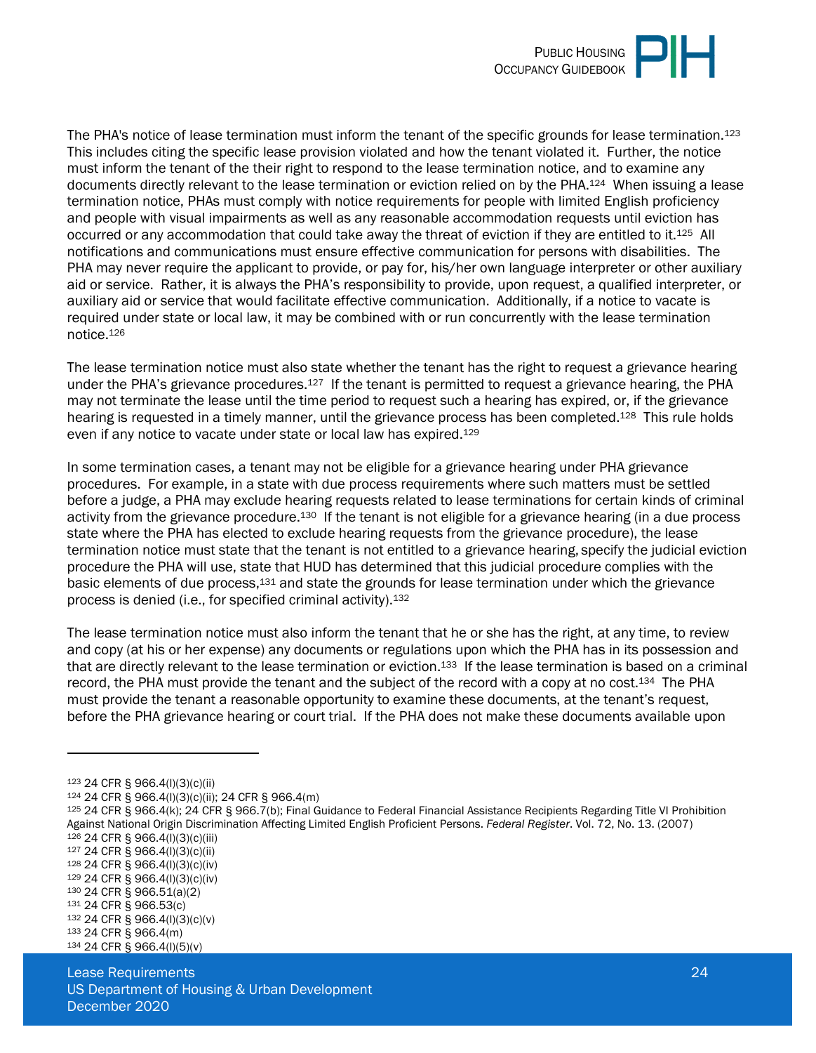The PHA's notice of lease termination must inform the tenant of the specific grounds for lease termination.[123] This includes citing the specific lease provision violated and how the tenant violated it. Further, the notice must inform the tenant of the their right to respond to the lease termination notice, and to examine any documents directly relevant to the lease termination or eviction relied on by the PHA.[124] When issuing a lease termination notice, PHAs must comply with notice requirements for people with limited English proficiency and people with visual impairments as well as any reasonable accommodation requests until eviction has occurred or any accommodation that could take away the threat of eviction if they are entitled to it.[125] All notifications and communications must ensure effective communication for persons with disabilities. The PHA may never require the applicant to provide, or pay for, his/her own language interpreter or other auxiliary aid or service. Rather, it is always the PHA's responsibility to provide, upon request, a qualified interpreter, or auxiliary aid or service that would facilitate effective communication. Additionally, if a notice to vacate is required under state or local law, it may be combined with or run concurrently with the lease termination notice.[126]

The lease termination notice must also state whether the tenant has the right to request a grievance hearing under the PHA's grievance procedures.[127] If the tenant is permitted to request a grievance hearing, the PHA may not terminate the lease until the time period to request such a hearing has expired, or, if the grievance hearing is requested in a timely manner, until the grievance process has been completed.[128] This rule holds even if any notice to vacate under state or local law has expired.[129]

In some termination cases, a tenant may not be eligible for a grievance hearing under PHA grievance procedures. For example, in a state with due process requirements where such matters must be settled before a judge, a PHA may exclude hearing requests related to lease terminations for certain kinds of criminal activity from the grievance procedure.[130] If the tenant is not eligible for a grievance hearing (in a due process state where the PHA has elected to exclude hearing requests from the grievance procedure), the lease termination notice must state that the tenant is not entitled to a grievance hearing, specify the judicial eviction procedure the PHA will use, state that HUD has determined that this judicial procedure complies with the basic elements of due process,[131] and state the grounds for lease termination under which the grievance process is denied (i.e., for specified criminal activity).[132]

The lease termination notice must also inform the tenant that he or she has the right, at any time, to review and copy (at his or her expense) any documents or regulations upon which the PHA has in its possession and that are directly relevant to the lease termination or eviction.[133] If the lease termination is based on a criminal record, the PHA must provide the tenant and the subject of the record with a copy at no cost.[134] The PHA must provide the tenant a reasonable opportunity to examine these documents, at the tenant's request, before the PHA grievance hearing or court trial. If the PHA does not make these documents available upon

---

[123] 24 CFR § 966.4(l)(3)(c)(ii)
[124] 24 CFR § 966.4(l)(3)(c)(ii); 24 CFR § 966.4(m)
[125] 24 CFR § 966.4(k); 24 CFR § 966.7(b); Final Guidance to Federal Financial Assistance Recipients Regarding Title VI Prohibition Against National Origin Discrimination Affecting Limited English Proficient Persons. *Federal Register*. Vol. 72, No. 13. (2007)
[126] 24 CFR § 966.4(l)(3)(c)(iii)
[127] 24 CFR § 966.4(l)(3)(c)(ii)
[128] 24 CFR § 966.4(l)(3)(c)(iv)
[129] 24 CFR § 966.4(l)(3)(c)(iv)
[130] 24 CFR § 966.51(a)(2)
[131] 24 CFR § 966.53(c)
[132] 24 CFR § 966.4(l)(3)(c)(v)
[133] 24 CFR § 966.4(m)
[134] 24 CFR § 966.4(l)(5)(v)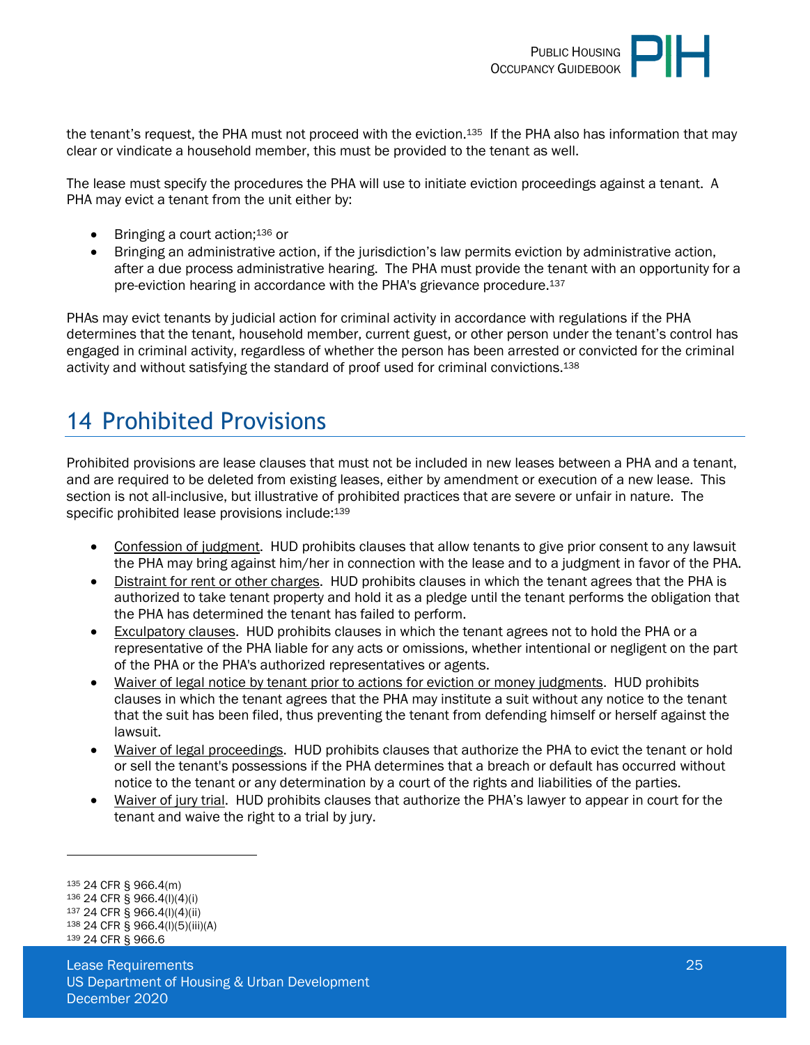the tenant's request, the PHA must not proceed with the eviction.[135] If the PHA also has information that may clear or vindicate a household member, this must be provided to the tenant as well.

The lease must specify the procedures the PHA will use to initiate eviction proceedings against a tenant. A PHA may evict a tenant from the unit either by:

- Bringing a court action;[136] or
- Bringing an administrative action, if the jurisdiction's law permits eviction by administrative action, after a due process administrative hearing. The PHA must provide the tenant with an opportunity for a pre-eviction hearing in accordance with the PHA's grievance procedure.[137]

PHAs may evict tenants by judicial action for criminal activity in accordance with regulations if the PHA determines that the tenant, household member, current guest, or other person under the tenant's control has engaged in criminal activity, regardless of whether the person has been arrested or convicted for the criminal activity and without satisfying the standard of proof used for criminal convictions.[138]

# 14 Prohibited Provisions

Prohibited provisions are lease clauses that must not be included in new leases between a PHA and a tenant, and are required to be deleted from existing leases, either by amendment or execution of a new lease. This section is not all-inclusive, but illustrative of prohibited practices that are severe or unfair in nature. The specific prohibited lease provisions include:[139]

- Confession of judgment. HUD prohibits clauses that allow tenants to give prior consent to any lawsuit the PHA may bring against him/her in connection with the lease and to a judgment in favor of the PHA.
- Distraint for rent or other charges. HUD prohibits clauses in which the tenant agrees that the PHA is authorized to take tenant property and hold it as a pledge until the tenant performs the obligation that the PHA has determined the tenant has failed to perform.
- Exculpatory clauses. HUD prohibits clauses in which the tenant agrees not to hold the PHA or a representative of the PHA liable for any acts or omissions, whether intentional or negligent on the part of the PHA or the PHA's authorized representatives or agents.
- Waiver of legal notice by tenant prior to actions for eviction or money judgments. HUD prohibits clauses in which the tenant agrees that the PHA may institute a suit without any notice to the tenant that the suit has been filed, thus preventing the tenant from defending himself or herself against the lawsuit.
- Waiver of legal proceedings. HUD prohibits clauses that authorize the PHA to evict the tenant or hold or sell the tenant's possessions if the PHA determines that a breach or default has occurred without notice to the tenant or any determination by a court of the rights and liabilities of the parties.
- Waiver of jury trial. HUD prohibits clauses that authorize the PHA's lawyer to appear in court for the tenant and waive the right to a trial by jury.

---

[135] 24 CFR § 966.4(m)
[136] 24 CFR § 966.4(l)(4)(i)
[137] 24 CFR § 966.4(l)(4)(ii)
[138] 24 CFR § 966.4(l)(5)(iii)(A)
[139] 24 CFR § 966.6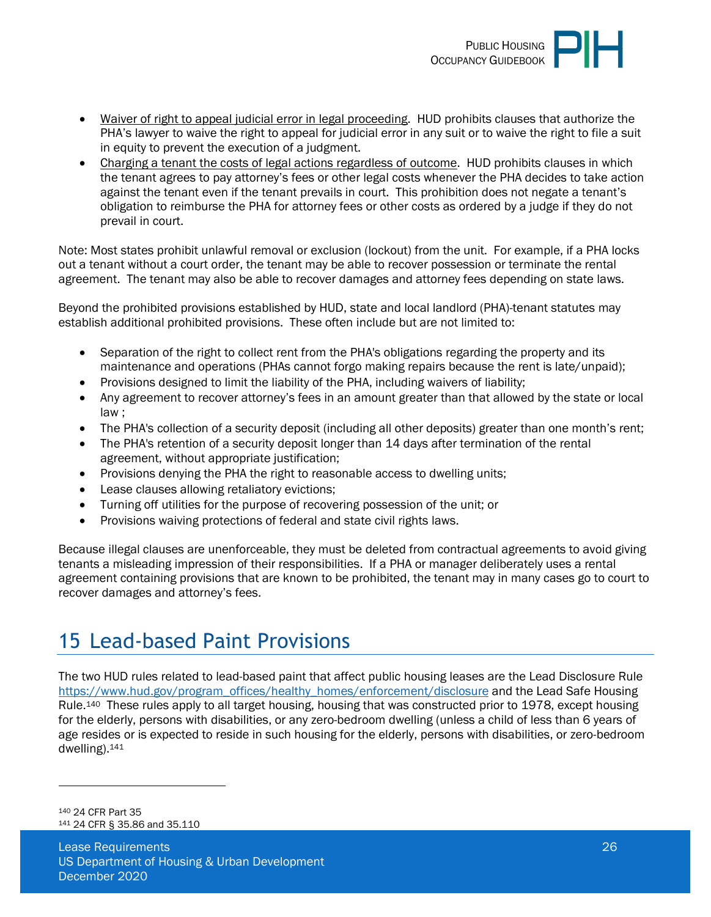- Waiver of right to appeal judicial error in legal proceeding. HUD prohibits clauses that authorize the PHA's lawyer to waive the right to appeal for judicial error in any suit or to waive the right to file a suit in equity to prevent the execution of a judgment.
- Charging a tenant the costs of legal actions regardless of outcome. HUD prohibits clauses in which the tenant agrees to pay attorney's fees or other legal costs whenever the PHA decides to take action against the tenant even if the tenant prevails in court. This prohibition does not negate a tenant's obligation to reimburse the PHA for attorney fees or other costs as ordered by a judge if they do not prevail in court.

Note: Most states prohibit unlawful removal or exclusion (lockout) from the unit. For example, if a PHA locks out a tenant without a court order, the tenant may be able to recover possession or terminate the rental agreement. The tenant may also be able to recover damages and attorney fees depending on state laws.

Beyond the prohibited provisions established by HUD, state and local landlord (PHA)-tenant statutes may establish additional prohibited provisions. These often include but are not limited to:

- Separation of the right to collect rent from the PHA's obligations regarding the property and its maintenance and operations (PHAs cannot forgo making repairs because the rent is late/unpaid);
- Provisions designed to limit the liability of the PHA, including waivers of liability;
- Any agreement to recover attorney's fees in an amount greater than that allowed by the state or local law ;
- The PHA's collection of a security deposit (including all other deposits) greater than one month's rent;
- The PHA's retention of a security deposit longer than 14 days after termination of the rental agreement, without appropriate justification;
- Provisions denying the PHA the right to reasonable access to dwelling units;
- Lease clauses allowing retaliatory evictions;
- Turning off utilities for the purpose of recovering possession of the unit; or
- Provisions waiving protections of federal and state civil rights laws.

Because illegal clauses are unenforceable, they must be deleted from contractual agreements to avoid giving tenants a misleading impression of their responsibilities. If a PHA or manager deliberately uses a rental agreement containing provisions that are known to be prohibited, the tenant may in many cases go to court to recover damages and attorney's fees.

# 15 Lead-based Paint Provisions

The two HUD rules related to lead-based paint that affect public housing leases are the Lead Disclosure Rule https://www.hud.gov/program_offices/healthy_homes/enforcement/disclosure and the Lead Safe Housing Rule.[140] These rules apply to all target housing, housing that was constructed prior to 1978, except housing for the elderly, persons with disabilities, or any zero-bedroom dwelling (unless a child of less than 6 years of age resides or is expected to reside in such housing for the elderly, persons with disabilities, or zero-bedroom dwelling).[141]

---

[140] 24 CFR Part 35

[141] 24 CFR § 35.86 and 35.110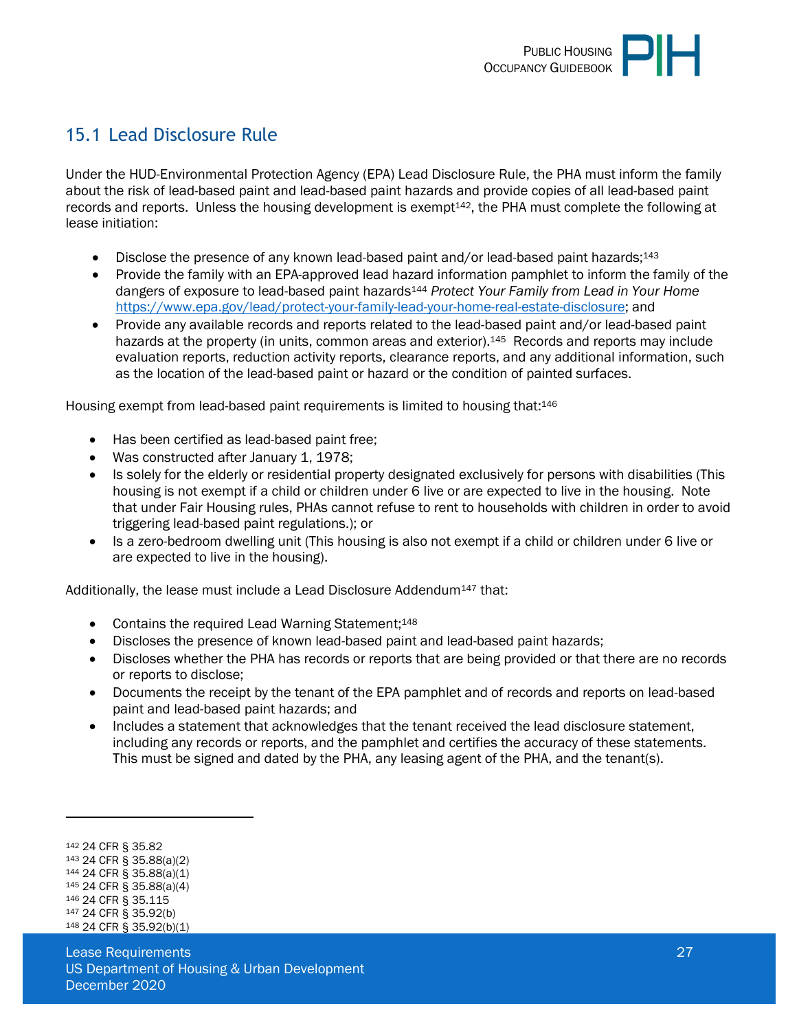## 15.1 Lead Disclosure Rule

Under the HUD-Environmental Protection Agency (EPA) Lead Disclosure Rule, the PHA must inform the family about the risk of lead-based paint and lead-based paint hazards and provide copies of all lead-based paint records and reports. Unless the housing development is exempt[142], the PHA must complete the following at lease initiation:

- Disclose the presence of any known lead-based paint and/or lead-based paint hazards;[143]
- Provide the family with an EPA-approved lead hazard information pamphlet to inform the family of the dangers of exposure to lead-based paint hazards[144] *Protect Your Family from Lead in Your Home* https://www.epa.gov/lead/protect-your-family-lead-your-home-real-estate-disclosure; and
- Provide any available records and reports related to the lead-based paint and/or lead-based paint hazards at the property (in units, common areas and exterior).[145] Records and reports may include evaluation reports, reduction activity reports, clearance reports, and any additional information, such as the location of the lead-based paint or hazard or the condition of painted surfaces.

Housing exempt from lead-based paint requirements is limited to housing that:[146]

- Has been certified as lead-based paint free;
- Was constructed after January 1, 1978;
- Is solely for the elderly or residential property designated exclusively for persons with disabilities (This housing is not exempt if a child or children under 6 live or are expected to live in the housing. Note that under Fair Housing rules, PHAs cannot refuse to rent to households with children in order to avoid triggering lead-based paint regulations.); or
- Is a zero-bedroom dwelling unit (This housing is also not exempt if a child or children under 6 live or are expected to live in the housing).

Additionally, the lease must include a Lead Disclosure Addendum[147] that:

- Contains the required Lead Warning Statement;[148]
- Discloses the presence of known lead-based paint and lead-based paint hazards;
- Discloses whether the PHA has records or reports that are being provided or that there are no records or reports to disclose;
- Documents the receipt by the tenant of the EPA pamphlet and of records and reports on lead-based paint and lead-based paint hazards; and
- Includes a statement that acknowledges that the tenant received the lead disclosure statement, including any records or reports, and the pamphlet and certifies the accuracy of these statements. This must be signed and dated by the PHA, any leasing agent of the PHA, and the tenant(s).

---

[142] 24 CFR § 35.82
[143] 24 CFR § 35.88(a)(2)
[144] 24 CFR § 35.88(a)(1)
[145] 24 CFR § 35.88(a)(4)
[146] 24 CFR § 35.115
[147] 24 CFR § 35.92(b)
[148] 24 CFR § 35.92(b)(1)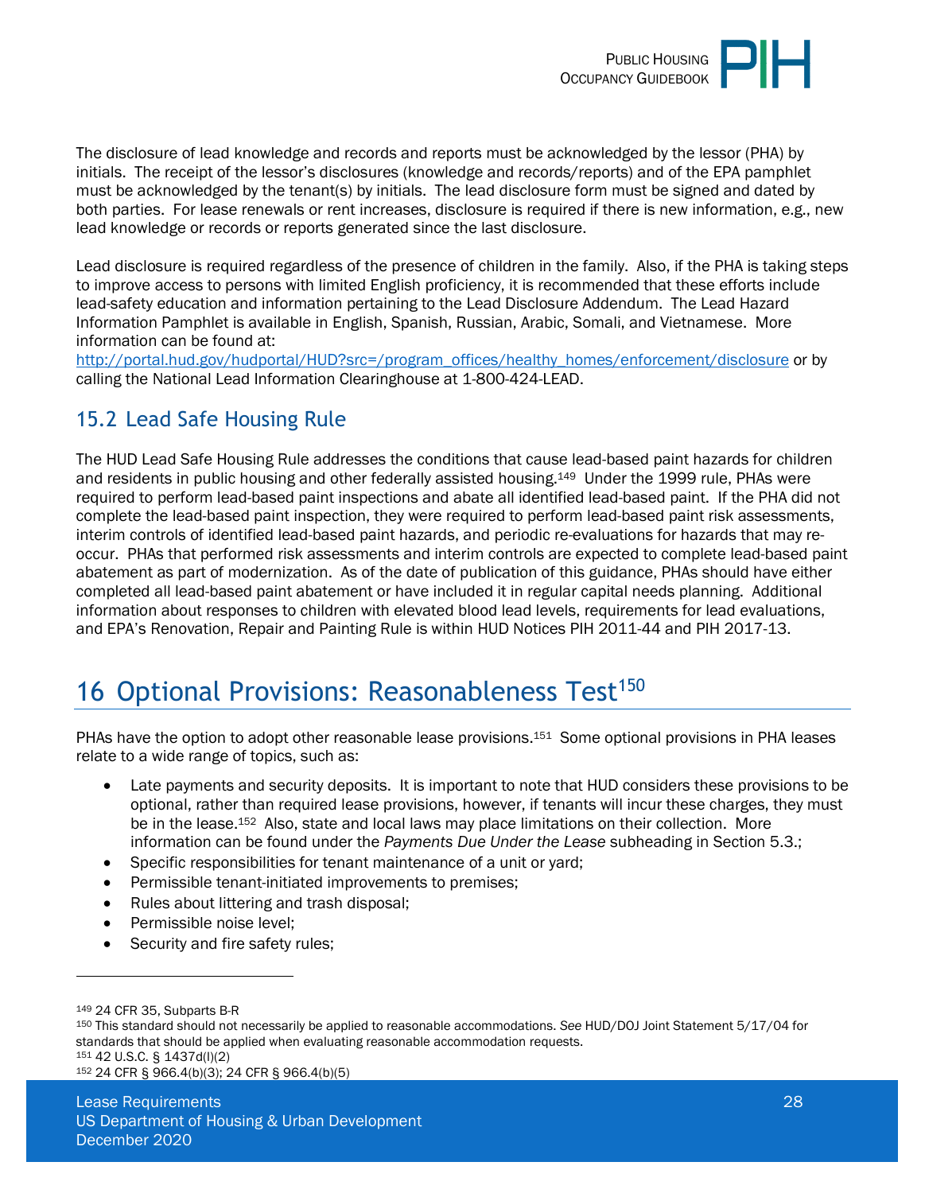The disclosure of lead knowledge and records and reports must be acknowledged by the lessor (PHA) by initials. The receipt of the lessor's disclosures (knowledge and records/reports) and of the EPA pamphlet must be acknowledged by the tenant(s) by initials. The lead disclosure form must be signed and dated by both parties. For lease renewals or rent increases, disclosure is required if there is new information, e.g., new lead knowledge or records or reports generated since the last disclosure.

Lead disclosure is required regardless of the presence of children in the family. Also, if the PHA is taking steps to improve access to persons with limited English proficiency, it is recommended that these efforts include lead-safety education and information pertaining to the Lead Disclosure Addendum. The Lead Hazard Information Pamphlet is available in English, Spanish, Russian, Arabic, Somali, and Vietnamese. More information can be found at:
http://portal.hud.gov/hudportal/HUD?src=/program_offices/healthy_homes/enforcement/disclosure or by calling the National Lead Information Clearinghouse at 1-800-424-LEAD.

## 15.2 Lead Safe Housing Rule

The HUD Lead Safe Housing Rule addresses the conditions that cause lead-based paint hazards for children and residents in public housing and other federally assisted housing.[149] Under the 1999 rule, PHAs were required to perform lead-based paint inspections and abate all identified lead-based paint. If the PHA did not complete the lead-based paint inspection, they were required to perform lead-based paint risk assessments, interim controls of identified lead-based paint hazards, and periodic re-evaluations for hazards that may re-occur. PHAs that performed risk assessments and interim controls are expected to complete lead-based paint abatement as part of modernization. As of the date of publication of this guidance, PHAs should have either completed all lead-based paint abatement or have included it in regular capital needs planning. Additional information about responses to children with elevated blood lead levels, requirements for lead evaluations, and EPA's Renovation, Repair and Painting Rule is within HUD Notices PIH 2011-44 and PIH 2017-13.

# 16 Optional Provisions: Reasonableness Test[150]

PHAs have the option to adopt other reasonable lease provisions.[151] Some optional provisions in PHA leases relate to a wide range of topics, such as:

- Late payments and security deposits. It is important to note that HUD considers these provisions to be optional, rather than required lease provisions, however, if tenants will incur these charges, they must be in the lease.[152] Also, state and local laws may place limitations on their collection. More information can be found under the *Payments Due Under the Lease* subheading in Section 5.3.;
- Specific responsibilities for tenant maintenance of a unit or yard;
- Permissible tenant-initiated improvements to premises;
- Rules about littering and trash disposal;
- Permissible noise level;
- Security and fire safety rules;

---

[149] 24 CFR 35, Subparts B-R

[150] This standard should not necessarily be applied to reasonable accommodations. *See* HUD/DOJ Joint Statement 5/17/04 for standards that should be applied when evaluating reasonable accommodation requests.

[151] 42 U.S.C. § 1437d(l)(2)

[152] 24 CFR § 966.4(b)(3); 24 CFR § 966.4(b)(5)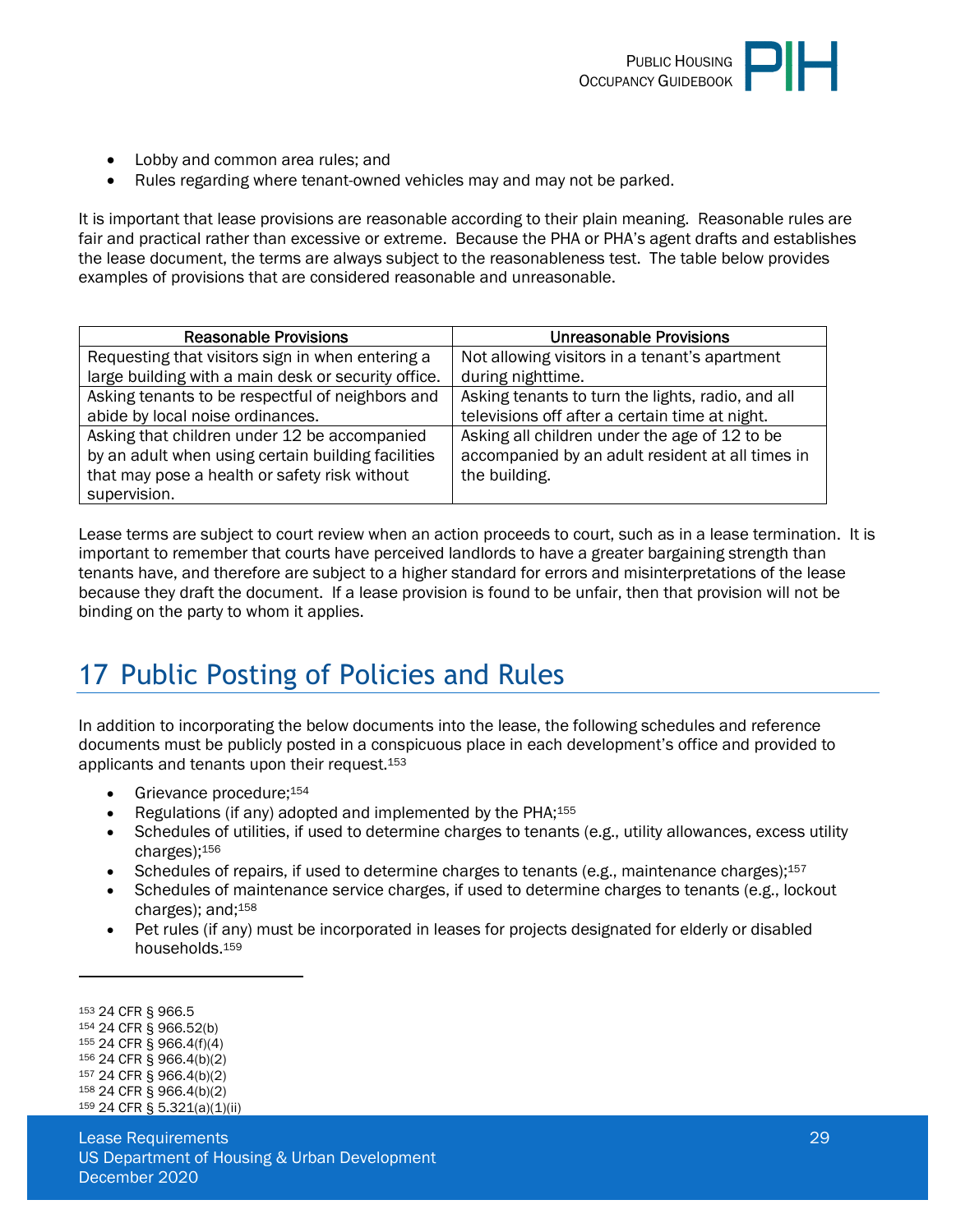- Lobby and common area rules; and
- Rules regarding where tenant-owned vehicles may and may not be parked.

It is important that lease provisions are reasonable according to their plain meaning. Reasonable rules are fair and practical rather than excessive or extreme. Because the PHA or PHA's agent drafts and establishes the lease document, the terms are always subject to the reasonableness test. The table below provides examples of provisions that are considered reasonable and unreasonable.

| Reasonable Provisions | Unreasonable Provisions |
|---|---|
| Requesting that visitors sign in when entering a large building with a main desk or security office. | Not allowing visitors in a tenant's apartment during nighttime. |
| Asking tenants to be respectful of neighbors and abide by local noise ordinances. | Asking tenants to turn the lights, radio, and all televisions off after a certain time at night. |
| Asking that children under 12 be accompanied by an adult when using certain building facilities that may pose a health or safety risk without supervision. | Asking all children under the age of 12 to be accompanied by an adult resident at all times in the building. |

Lease terms are subject to court review when an action proceeds to court, such as in a lease termination. It is important to remember that courts have perceived landlords to have a greater bargaining strength than tenants have, and therefore are subject to a higher standard for errors and misinterpretations of the lease because they draft the document. If a lease provision is found to be unfair, then that provision will not be binding on the party to whom it applies.

# 17 Public Posting of Policies and Rules

In addition to incorporating the below documents into the lease, the following schedules and reference documents must be publicly posted in a conspicuous place in each development's office and provided to applicants and tenants upon their request.[153]

- Grievance procedure;[154]
- Regulations (if any) adopted and implemented by the PHA;[155]
- Schedules of utilities, if used to determine charges to tenants (e.g., utility allowances, excess utility charges);[156]
- Schedules of repairs, if used to determine charges to tenants (e.g., maintenance charges);[157]
- Schedules of maintenance service charges, if used to determine charges to tenants (e.g., lockout charges); and;[158]
- Pet rules (if any) must be incorporated in leases for projects designated for elderly or disabled households.[159]

---

[153] 24 CFR § 966.5
[154] 24 CFR § 966.52(b)
[155] 24 CFR § 966.4(f)(4)
[156] 24 CFR § 966.4(b)(2)
[157] 24 CFR § 966.4(b)(2)
[158] 24 CFR § 966.4(b)(2)
[159] 24 CFR § 5.321(a)(1)(ii)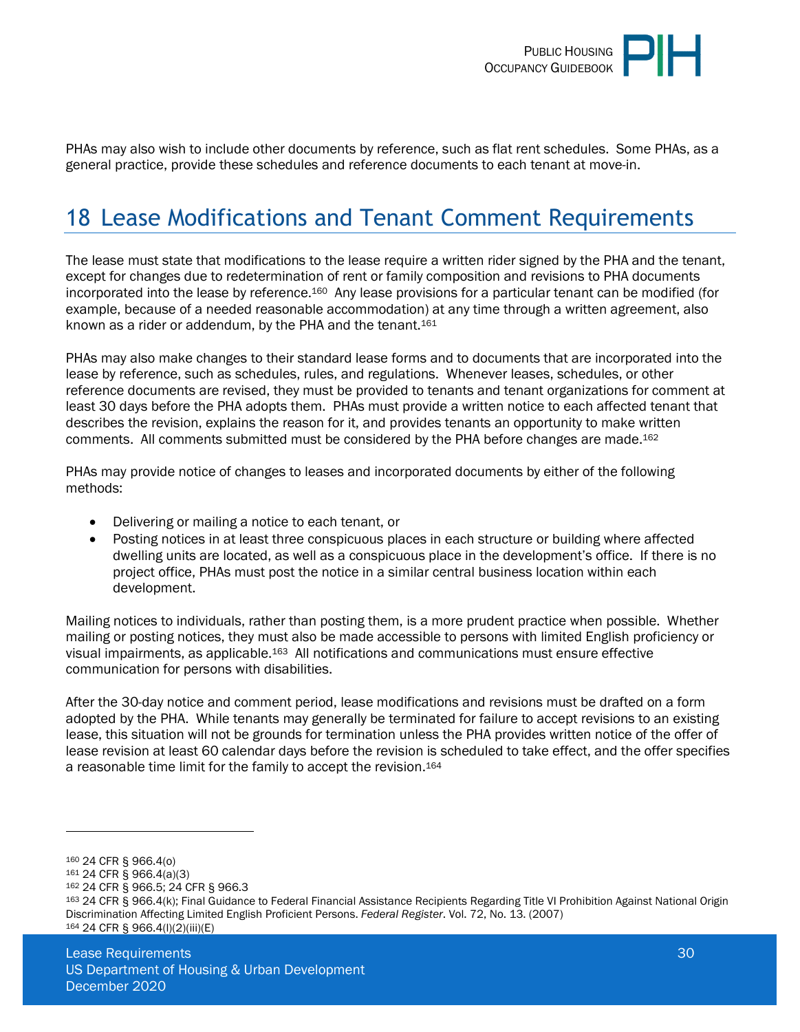PHAs may also wish to include other documents by reference, such as flat rent schedules. Some PHAs, as a general practice, provide these schedules and reference documents to each tenant at move-in.

# 18 Lease Modifications and Tenant Comment Requirements

The lease must state that modifications to the lease require a written rider signed by the PHA and the tenant, except for changes due to redetermination of rent or family composition and revisions to PHA documents incorporated into the lease by reference.[160] Any lease provisions for a particular tenant can be modified (for example, because of a needed reasonable accommodation) at any time through a written agreement, also known as a rider or addendum, by the PHA and the tenant.[161]

PHAs may also make changes to their standard lease forms and to documents that are incorporated into the lease by reference, such as schedules, rules, and regulations. Whenever leases, schedules, or other reference documents are revised, they must be provided to tenants and tenant organizations for comment at least 30 days before the PHA adopts them. PHAs must provide a written notice to each affected tenant that describes the revision, explains the reason for it, and provides tenants an opportunity to make written comments. All comments submitted must be considered by the PHA before changes are made.[162]

PHAs may provide notice of changes to leases and incorporated documents by either of the following methods:

- Delivering or mailing a notice to each tenant, or
- Posting notices in at least three conspicuous places in each structure or building where affected dwelling units are located, as well as a conspicuous place in the development's office. If there is no project office, PHAs must post the notice in a similar central business location within each development.

Mailing notices to individuals, rather than posting them, is a more prudent practice when possible. Whether mailing or posting notices, they must also be made accessible to persons with limited English proficiency or visual impairments, as applicable.[163] All notifications and communications must ensure effective communication for persons with disabilities.

After the 30-day notice and comment period, lease modifications and revisions must be drafted on a form adopted by the PHA. While tenants may generally be terminated for failure to accept revisions to an existing lease, this situation will not be grounds for termination unless the PHA provides written notice of the offer of lease revision at least 60 calendar days before the revision is scheduled to take effect, and the offer specifies a reasonable time limit for the family to accept the revision.[164]

---

[160] 24 CFR § 966.4(o)
[161] 24 CFR § 966.4(a)(3)
[162] 24 CFR § 966.5; 24 CFR § 966.3
[163] 24 CFR § 966.4(k); Final Guidance to Federal Financial Assistance Recipients Regarding Title VI Prohibition Against National Origin Discrimination Affecting Limited English Proficient Persons. *Federal Register*. Vol. 72, No. 13. (2007)
[164] 24 CFR § 966.4(l)(2)(iii)(E)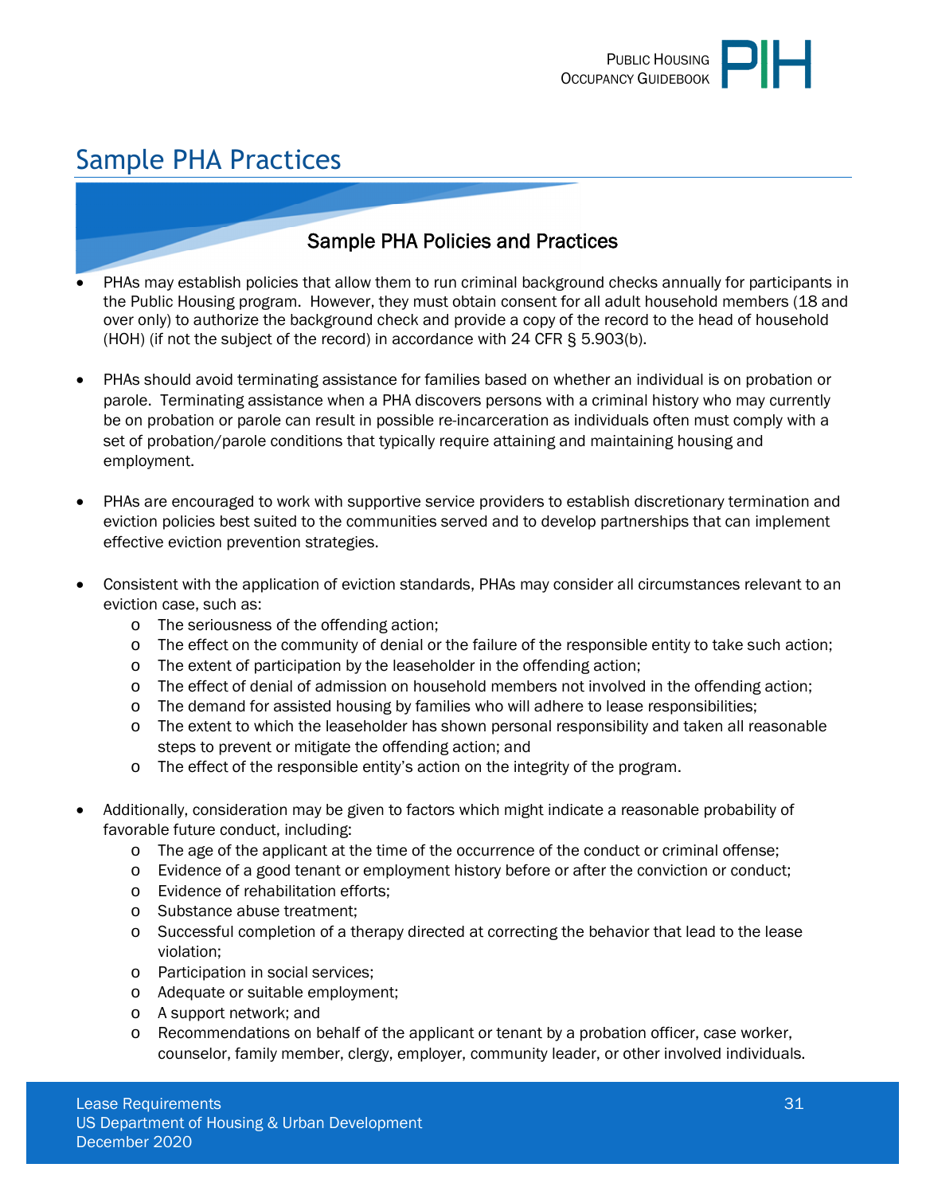# Sample PHA Practices

## Sample PHA Policies and Practices

- PHAs may establish policies that allow them to run criminal background checks annually for participants in the Public Housing program. However, they must obtain consent for all adult household members (18 and over only) to authorize the background check and provide a copy of the record to the head of household (HOH) (if not the subject of the record) in accordance with 24 CFR § 5.903(b).

- PHAs should avoid terminating assistance for families based on whether an individual is on probation or parole. Terminating assistance when a PHA discovers persons with a criminal history who may currently be on probation or parole can result in possible re-incarceration as individuals often must comply with a set of probation/parole conditions that typically require attaining and maintaining housing and employment.

- PHAs are encouraged to work with supportive service providers to establish discretionary termination and eviction policies best suited to the communities served and to develop partnerships that can implement effective eviction prevention strategies.

- Consistent with the application of eviction standards, PHAs may consider all circumstances relevant to an eviction case, such as:
  - The seriousness of the offending action;
  - The effect on the community of denial or the failure of the responsible entity to take such action;
  - The extent of participation by the leaseholder in the offending action;
  - The effect of denial of admission on household members not involved in the offending action;
  - The demand for assisted housing by families who will adhere to lease responsibilities;
  - The extent to which the leaseholder has shown personal responsibility and taken all reasonable steps to prevent or mitigate the offending action; and
  - The effect of the responsible entity's action on the integrity of the program.

- Additionally, consideration may be given to factors which might indicate a reasonable probability of favorable future conduct, including:
  - The age of the applicant at the time of the occurrence of the conduct or criminal offense;
  - Evidence of a good tenant or employment history before or after the conviction or conduct;
  - Evidence of rehabilitation efforts;
  - Substance abuse treatment;
  - Successful completion of a therapy directed at correcting the behavior that lead to the lease violation;
  - Participation in social services;
  - Adequate or suitable employment;
  - A support network; and
  - Recommendations on behalf of the applicant or tenant by a probation officer, case worker, counselor, family member, clergy, employer, community leader, or other involved individuals.